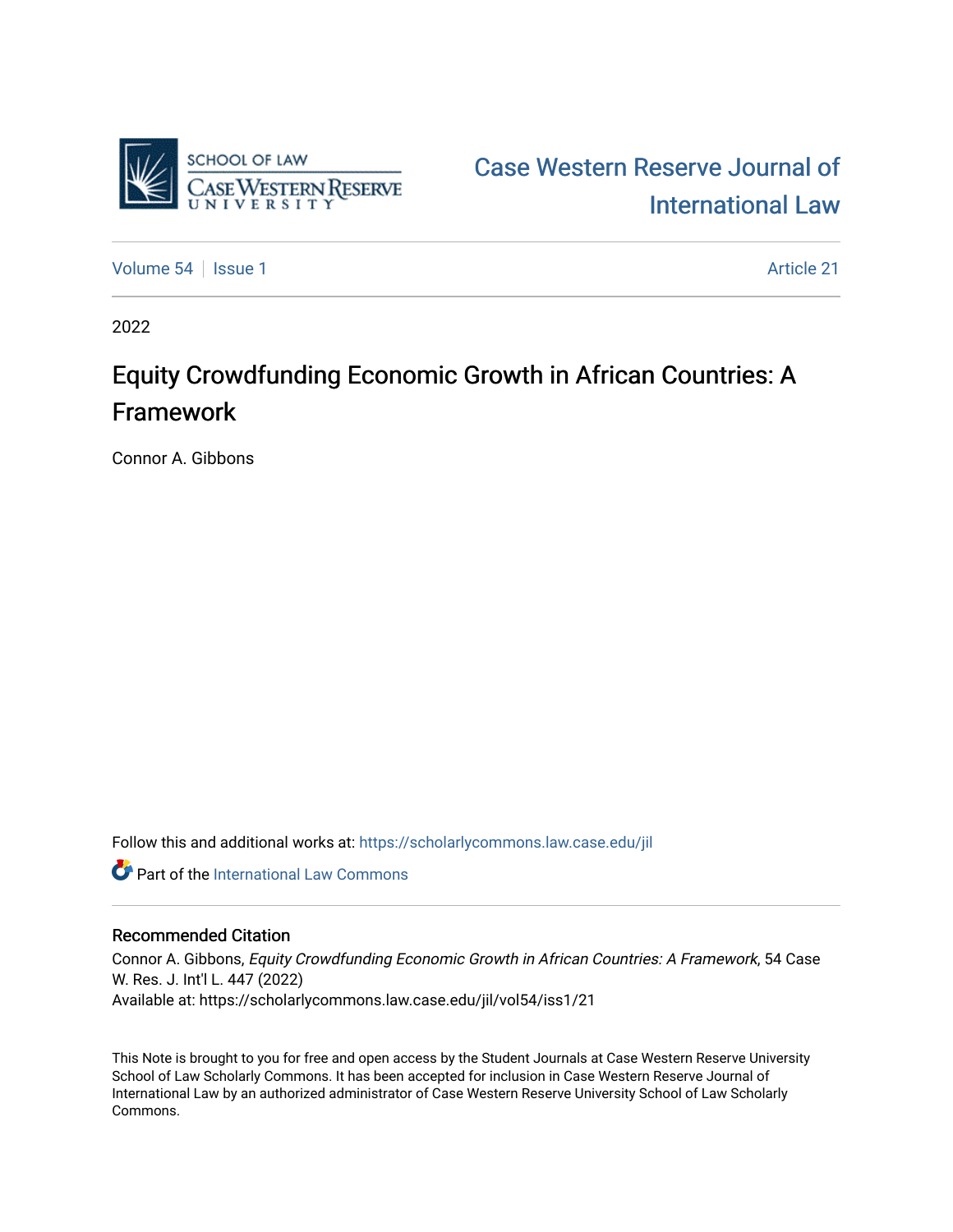SCHOOL OF LAW
CASE WESTERN RESERVE
UNIVERSITY

Case Western Reserve Journal of International Law

Volume 54 | Issue 1 | Article 21

2022

# Equity Crowdfunding Economic Growth in African Countries: A Framework

Connor A. Gibbons

Follow this and additional works at: https://scholarlycommons.law.case.edu/jil

Part of the International Law Commons

## Recommended Citation

Connor A. Gibbons, *Equity Crowdfunding Economic Growth in African Countries: A Framework*, 54 Case W. Res. J. Int'l L. 447 (2022)
Available at: https://scholarlycommons.law.case.edu/jil/vol54/iss1/21

This Note is brought to you for free and open access by the Student Journals at Case Western Reserve University School of Law Scholarly Commons. It has been accepted for inclusion in Case Western Reserve Journal of International Law by an authorized administrator of Case Western Reserve University School of Law Scholarly Commons.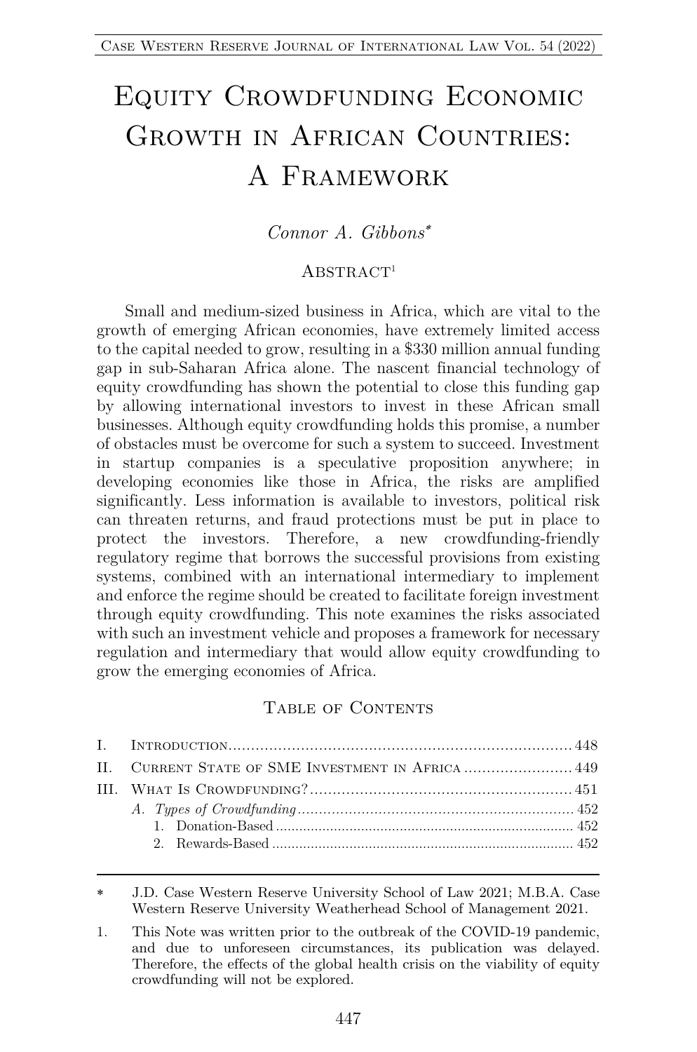# Equity Crowdfunding Economic Growth in African Countries: A Framework

*Connor A. Gibbons*[*]

## Abstract[1]

Small and medium-sized business in Africa, which are vital to the growth of emerging African economies, have extremely limited access to the capital needed to grow, resulting in a $330 million annual funding gap in sub-Saharan Africa alone. The nascent financial technology of equity crowdfunding has shown the potential to close this funding gap by allowing international investors to invest in these African small businesses. Although equity crowdfunding holds this promise, a number of obstacles must be overcome for such a system to succeed. Investment in startup companies is a speculative proposition anywhere; in developing economies like those in Africa, the risks are amplified significantly. Less information is available to investors, political risk can threaten returns, and fraud protections must be put in place to protect the investors. Therefore, a new crowdfunding-friendly regulatory regime that borrows the successful provisions from existing systems, combined with an international intermediary to implement and enforce the regime should be created to facilitate foreign investment through equity crowdfunding. This note examines the risks associated with such an investment vehicle and proposes a framework for necessary regulation and intermediary that would allow equity crowdfunding to grow the emerging economies of Africa.

## Table of Contents

I. Introduction ........ 448
II. Current State of SME Investment in Africa ........ 449
III. What Is Crowdfunding? ........ 451
  *A. Types of Crowdfunding* ........ 452
    1. Donation-Based ........ 452
    2. Rewards-Based ........ 452

---

[*] J.D. Case Western Reserve University School of Law 2021; M.B.A. Case Western Reserve University Weatherhead School of Management 2021.

[1] This Note was written prior to the outbreak of the COVID-19 pandemic, and due to unforeseen circumstances, its publication was delayed. Therefore, the effects of the global health crisis on the viability of equity crowdfunding will not be explored.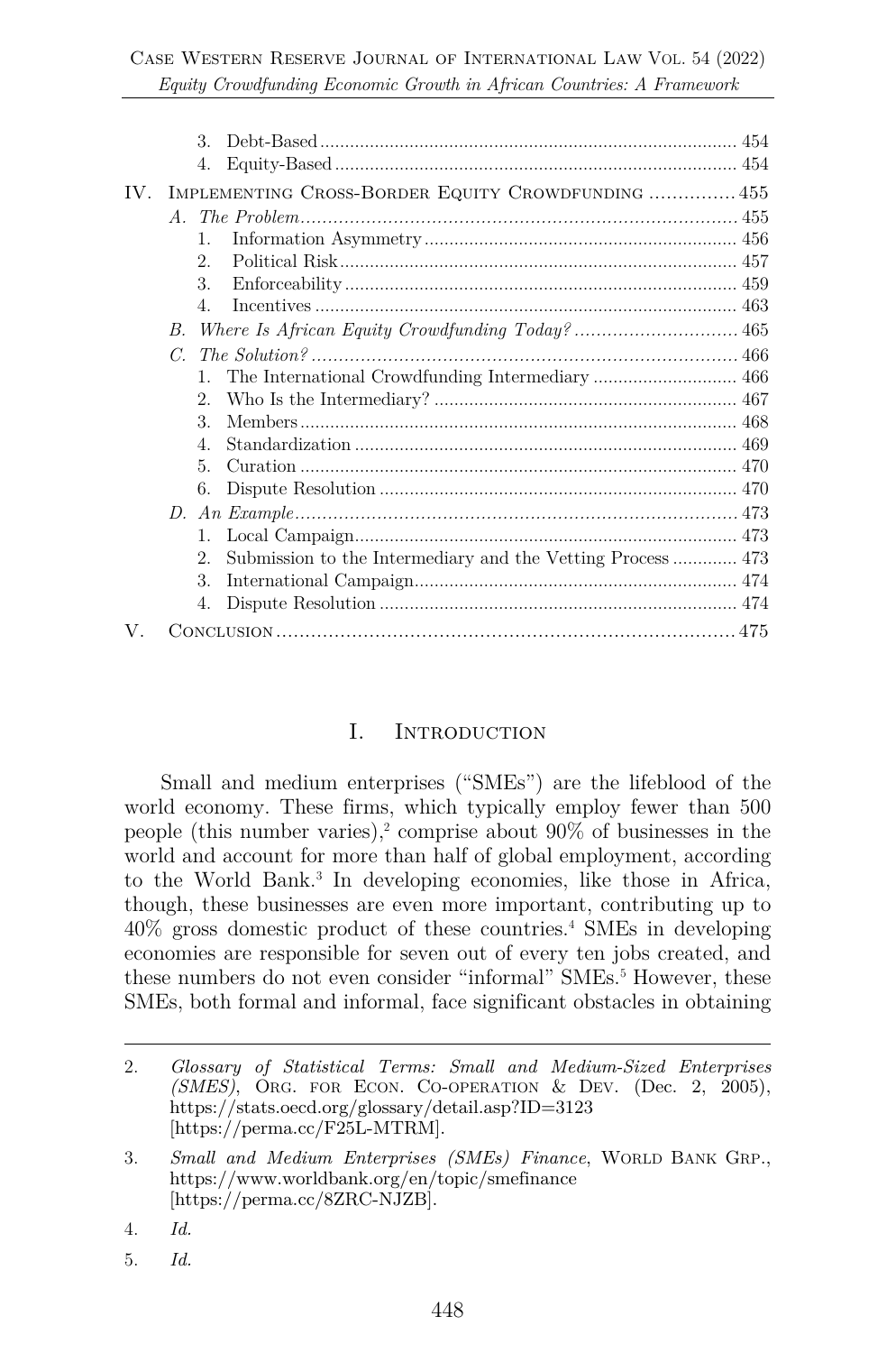3. Debt-Based ................................................................................... 454
4. Equity-Based ................................................................................ 454

IV. Implementing Cross-Border Equity Crowdfunding ............... 455

*A. The Problem* ................................................................................. 455

1. Information Asymmetry ............................................................... 456
2. Political Risk ................................................................................ 457
3. Enforceability ............................................................................... 459
4. Incentives ..................................................................................... 463

*B. Where Is African Equity Crowdfunding Today?* .............................. 465

*C. The Solution?* ............................................................................... 466

1. The International Crowdfunding Intermediary ............................. 466
2. Who Is the Intermediary? ............................................................. 467
3. Members ....................................................................................... 468
4. Standardization ............................................................................ 469
5. Curation ....................................................................................... 470
6. Dispute Resolution ........................................................................ 470

*D. An Example* ................................................................................. 473

1. Local Campaign ............................................................................ 473
2. Submission to the Intermediary and the Vetting Process ............. 473
3. International Campaign ................................................................. 474
4. Dispute Resolution ........................................................................ 474

V. Conclusion ................................................................................. 475

## I. Introduction

Small and medium enterprises ("SMEs") are the lifeblood of the world economy. These firms, which typically employ fewer than 500 people (this number varies),[2] comprise about 90% of businesses in the world and account for more than half of global employment, according to the World Bank.[3] In developing economies, like those in Africa, though, these businesses are even more important, contributing up to 40% gross domestic product of these countries.[4] SMEs in developing economies are responsible for seven out of every ten jobs created, and these numbers do not even consider "informal" SMEs.[5] However, these SMEs, both formal and informal, face significant obstacles in obtaining

---

2. *Glossary of Statistical Terms: Small and Medium-Sized Enterprises (SMES)*, Org. for Econ. Co-operation & Dev. (Dec. 2, 2005), https://stats.oecd.org/glossary/detail.asp?ID=3123 [https://perma.cc/F25L-MTRM].

3. *Small and Medium Enterprises (SMEs) Finance*, World Bank Grp., https://www.worldbank.org/en/topic/smefinance [https://perma.cc/8ZRC-NJZB].

4. *Id.*

5. *Id.*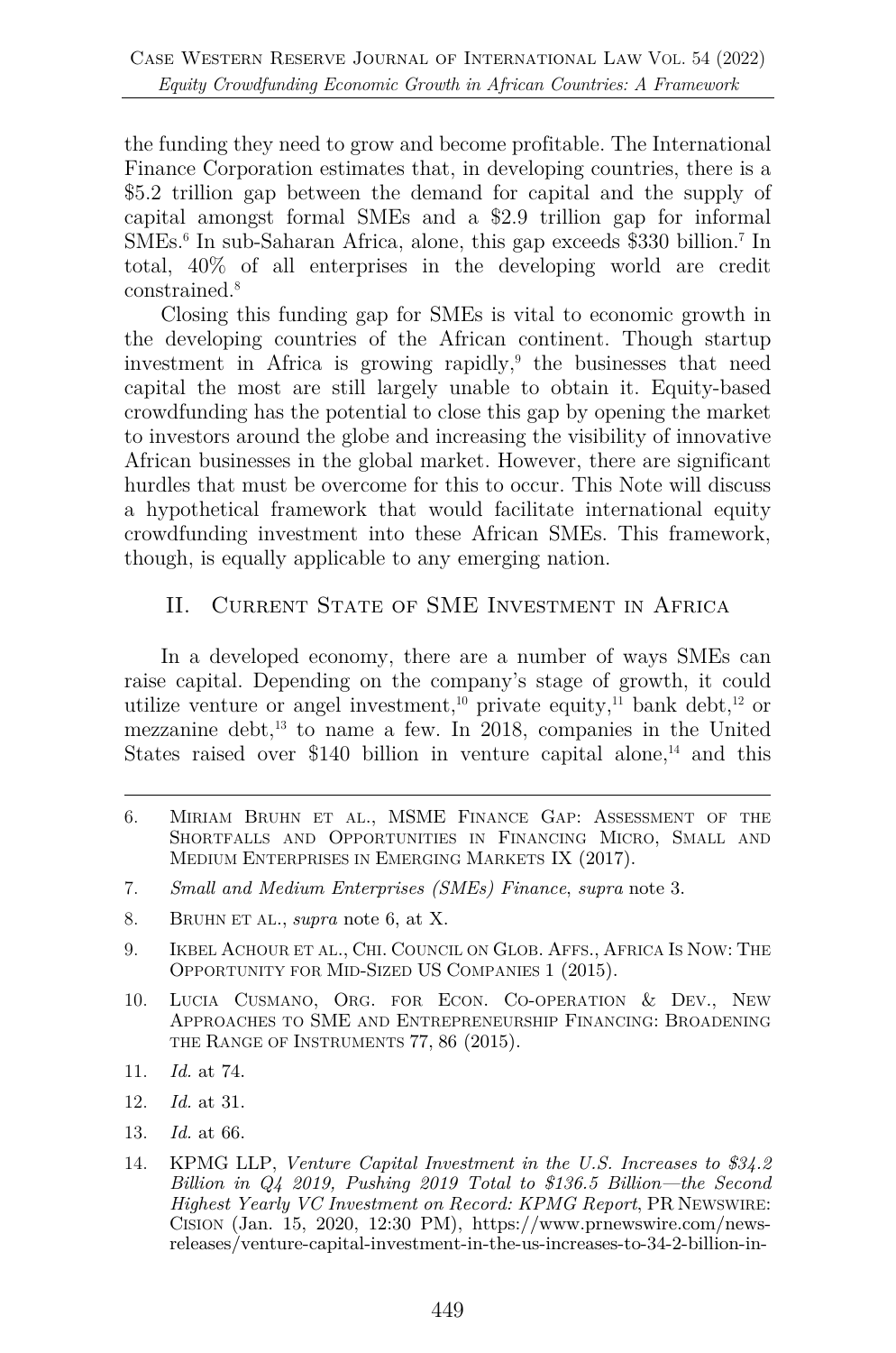the funding they need to grow and become profitable. The International Finance Corporation estimates that, in developing countries, there is a $5.2 trillion gap between the demand for capital and the supply of capital amongst formal SMEs and a $2.9 trillion gap for informal SMEs.[6] In sub-Saharan Africa, alone, this gap exceeds $330 billion.[7] In total, 40% of all enterprises in the developing world are credit constrained.[8]

Closing this funding gap for SMEs is vital to economic growth in the developing countries of the African continent. Though startup investment in Africa is growing rapidly,[9] the businesses that need capital the most are still largely unable to obtain it. Equity-based crowdfunding has the potential to close this gap by opening the market to investors around the globe and increasing the visibility of innovative African businesses in the global market. However, there are significant hurdles that must be overcome for this to occur. This Note will discuss a hypothetical framework that would facilitate international equity crowdfunding investment into these African SMEs. This framework, though, is equally applicable to any emerging nation.

## II. Current State of SME Investment in Africa

In a developed economy, there are a number of ways SMEs can raise capital. Depending on the company's stage of growth, it could utilize venture or angel investment,[10] private equity,[11] bank debt,[12] or mezzanine debt,[13] to name a few. In 2018, companies in the United States raised over $140 billion in venture capital alone,[14] and this

---

6. Miriam Bruhn et al., MSME Finance Gap: Assessment of the Shortfalls and Opportunities in Financing Micro, Small and Medium Enterprises in Emerging Markets IX (2017).

7. *Small and Medium Enterprises (SMEs) Finance*, *supra* note 3.

8. Bruhn et al., *supra* note 6, at X.

9. Ikbel Achour et al., Chi. Council on Glob. Affs., Africa Is Now: The Opportunity for Mid-Sized US Companies 1 (2015).

10. Lucia Cusmano, Org. for Econ. Co-operation & Dev., New Approaches to SME and Entrepreneurship Financing: Broadening the Range of Instruments 77, 86 (2015).

11. *Id.* at 74.

12. *Id.* at 31.

13. *Id.* at 66.

14. KPMG LLP, *Venture Capital Investment in the U.S. Increases to $34.2 Billion in Q4 2019, Pushing 2019 Total to $136.5 Billion—the Second Highest Yearly VC Investment on Record: KPMG Report*, PR Newswire: Cision (Jan. 15, 2020, 12:30 PM), https://www.prnewswire.com/news-releases/venture-capital-investment-in-the-us-increases-to-34-2-billion-in-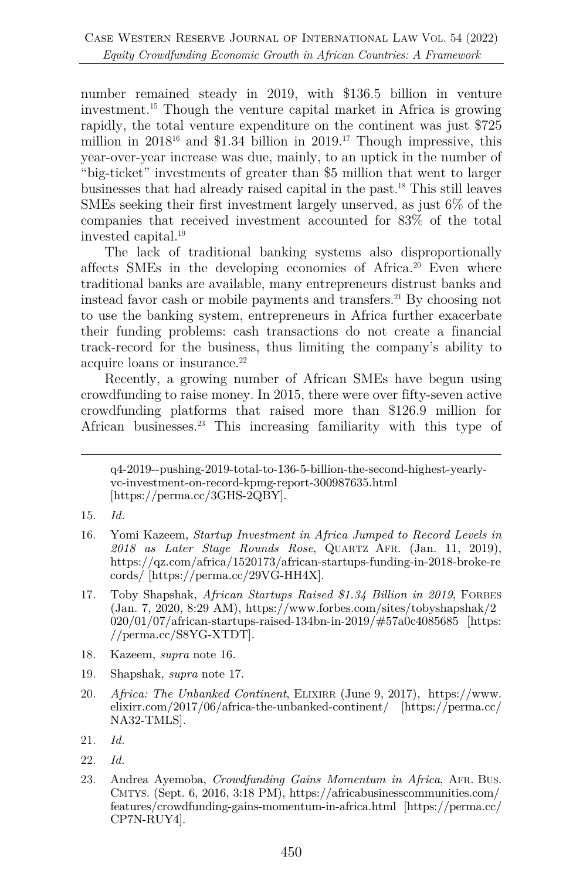number remained steady in 2019, with $136.5 billion in venture investment.[15] Though the venture capital market in Africa is growing rapidly, the total venture expenditure on the continent was just $725 million in 2018[16] and $1.34 billion in 2019.[17] Though impressive, this year-over-year increase was due, mainly, to an uptick in the number of "big-ticket" investments of greater than $5 million that went to larger businesses that had already raised capital in the past.[18] This still leaves SMEs seeking their first investment largely unserved, as just 6% of the companies that received investment accounted for 83% of the total invested capital.[19]

The lack of traditional banking systems also disproportionally affects SMEs in the developing economies of Africa.[20] Even where traditional banks are available, many entrepreneurs distrust banks and instead favor cash or mobile payments and transfers.[21] By choosing not to use the banking system, entrepreneurs in Africa further exacerbate their funding problems: cash transactions do not create a financial track-record for the business, thus limiting the company's ability to acquire loans or insurance.[22]

Recently, a growing number of African SMEs have begun using crowdfunding to raise money. In 2015, there were over fifty-seven active crowdfunding platforms that raised more than $126.9 million for African businesses.[23] This increasing familiarity with this type of

---

q4-2019--pushing-2019-total-to-136-5-billion-the-second-highest-yearly-vc-investment-on-record-kpmg-report-300987635.html [https://perma.cc/3GHS-2QBY].

15. *Id.*

16. Yomi Kazeem, *Startup Investment in Africa Jumped to Record Levels in 2018 as Later Stage Rounds Rose*, QUARTZ AFR. (Jan. 11, 2019), https://qz.com/africa/1520173/african-startups-funding-in-2018-broke-records/ [https://perma.cc/29VG-HH4X].

17. Toby Shapshak, *African Startups Raised $1.34 Billion in 2019*, FORBES (Jan. 7, 2020, 8:29 AM), https://www.forbes.com/sites/tobyshapshak/2020/01/07/african-startups-raised-134bn-in-2019/#57a0c4085685 [https://perma.cc/S8YG-XTDT].

18. Kazeem, *supra* note 16.

19. Shapshak, *supra* note 17.

20. *Africa: The Unbanked Continent*, ELIXIRR (June 9, 2017), https://www.elixirr.com/2017/06/africa-the-unbanked-continent/ [https://perma.cc/NA32-TMLS].

21. *Id.*

22. *Id.*

23. Andrea Ayemoba, *Crowdfunding Gains Momentum in Africa*, AFR. BUS. CMTYS. (Sept. 6, 2016, 3:18 PM), https://africabusinesscommunities.com/features/crowdfunding-gains-momentum-in-africa.html [https://perma.cc/CP7N-RUY4].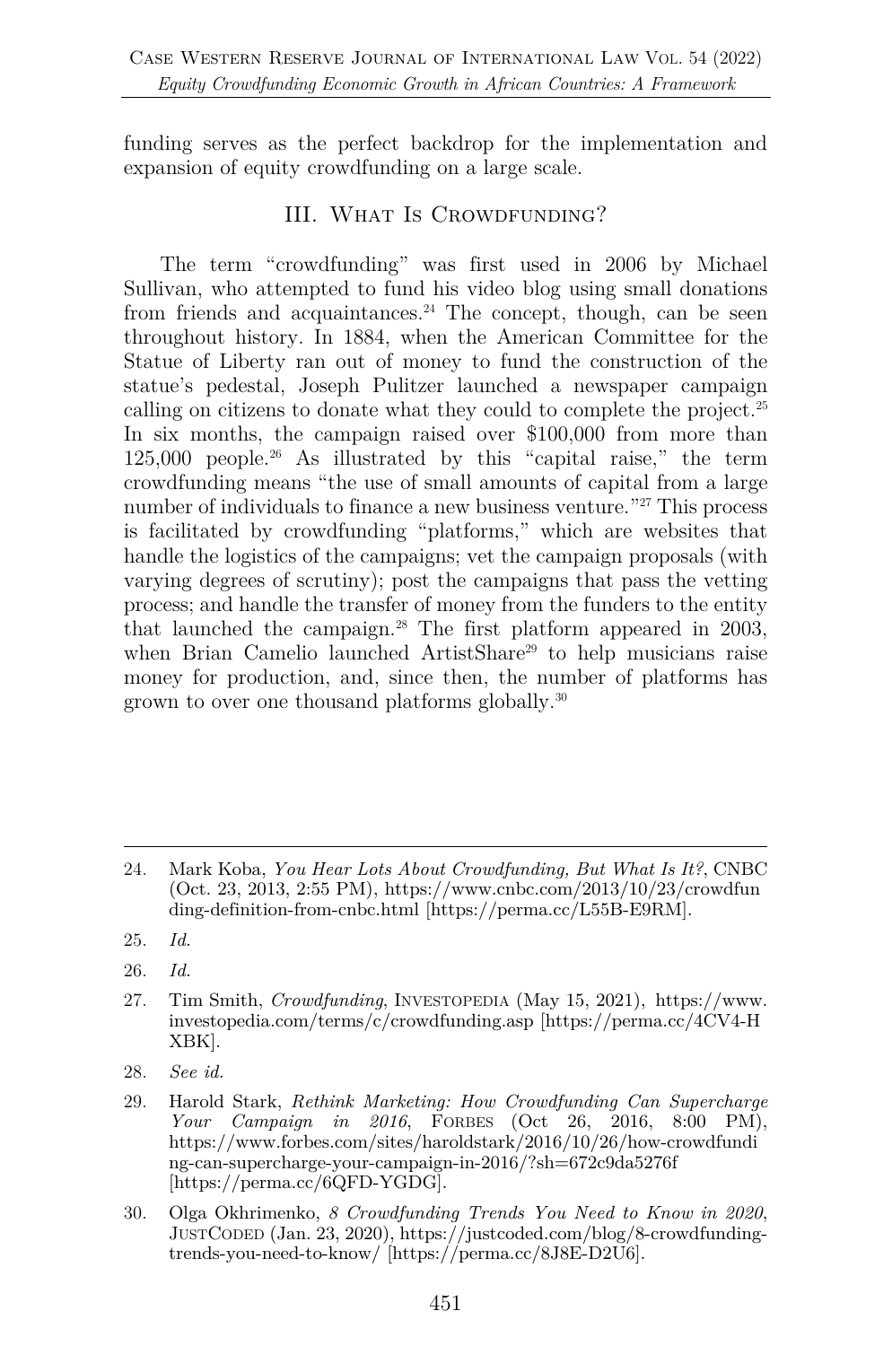funding serves as the perfect backdrop for the implementation and expansion of equity crowdfunding on a large scale.

## III. What Is Crowdfunding?

The term "crowdfunding" was first used in 2006 by Michael Sullivan, who attempted to fund his video blog using small donations from friends and acquaintances.[24] The concept, though, can be seen throughout history. In 1884, when the American Committee for the Statue of Liberty ran out of money to fund the construction of the statue's pedestal, Joseph Pulitzer launched a newspaper campaign calling on citizens to donate what they could to complete the project.[25] In six months, the campaign raised over $100,000 from more than 125,000 people.[26] As illustrated by this "capital raise," the term crowdfunding means "the use of small amounts of capital from a large number of individuals to finance a new business venture."[27] This process is facilitated by crowdfunding "platforms," which are websites that handle the logistics of the campaigns; vet the campaign proposals (with varying degrees of scrutiny); post the campaigns that pass the vetting process; and handle the transfer of money from the funders to the entity that launched the campaign.[28] The first platform appeared in 2003, when Brian Camelio launched ArtistShare[29] to help musicians raise money for production, and, since then, the number of platforms has grown to over one thousand platforms globally.[30]

---

24. Mark Koba, *You Hear Lots About Crowdfunding, But What Is It?*, CNBC (Oct. 23, 2013, 2:55 PM), https://www.cnbc.com/2013/10/23/crowdfunding-definition-from-cnbc.html [https://perma.cc/L55B-E9RM].

25. *Id.*

26. *Id.*

27. Tim Smith, *Crowdfunding*, INVESTOPEDIA (May 15, 2021), https://www.investopedia.com/terms/c/crowdfunding.asp [https://perma.cc/4CV4-HXBK].

28. *See id.*

29. Harold Stark, *Rethink Marketing: How Crowdfunding Can Supercharge Your Campaign in 2016*, FORBES (Oct 26, 2016, 8:00 PM), https://www.forbes.com/sites/haroldstark/2016/10/26/how-crowdfunding-can-supercharge-your-campaign-in-2016/?sh=672c9da5276f [https://perma.cc/6QFD-YGDG].

30. Olga Okhrimenko, *8 Crowdfunding Trends You Need to Know in 2020*, JUSTCODED (Jan. 23, 2020), https://justcoded.com/blog/8-crowdfunding-trends-you-need-to-know/ [https://perma.cc/8J8E-D2U6].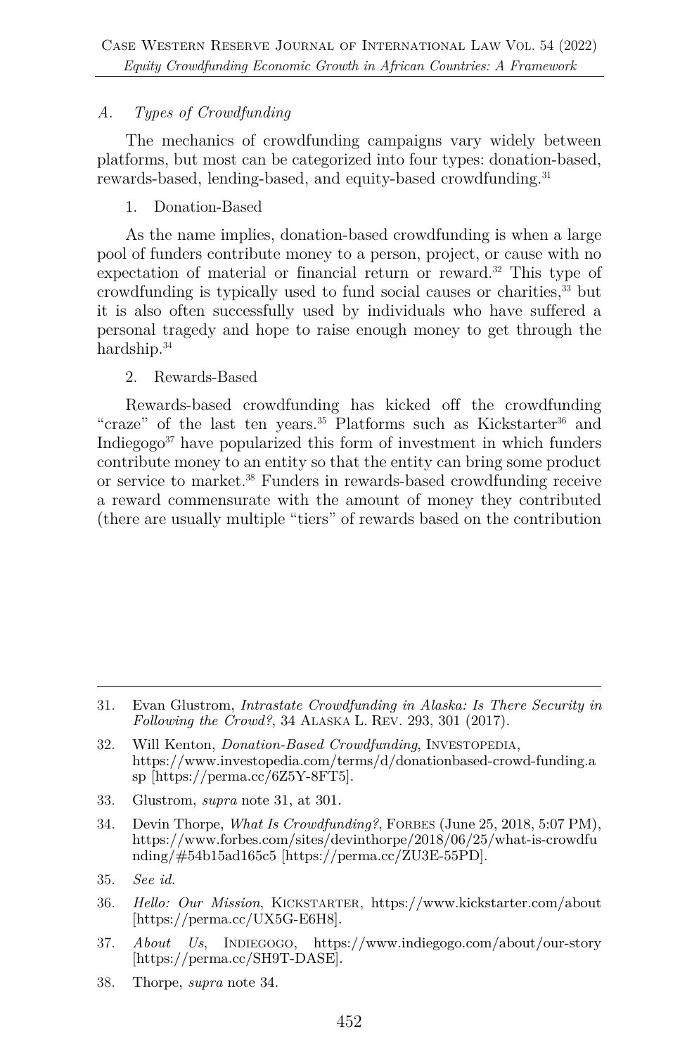### *A. Types of Crowdfunding*

The mechanics of crowdfunding campaigns vary widely between platforms, but most can be categorized into four types: donation-based, rewards-based, lending-based, and equity-based crowdfunding.[31]

#### 1. Donation-Based

As the name implies, donation-based crowdfunding is when a large pool of funders contribute money to a person, project, or cause with no expectation of material or financial return or reward.[32] This type of crowdfunding is typically used to fund social causes or charities,[33] but it is also often successfully used by individuals who have suffered a personal tragedy and hope to raise enough money to get through the hardship.[34]

#### 2. Rewards-Based

Rewards-based crowdfunding has kicked off the crowdfunding "craze" of the last ten years.[35] Platforms such as Kickstarter[36] and Indiegogo[37] have popularized this form of investment in which funders contribute money to an entity so that the entity can bring some product or service to market.[38] Funders in rewards-based crowdfunding receive a reward commensurate with the amount of money they contributed (there are usually multiple "tiers" of rewards based on the contribution

---

31. Evan Glustrom, *Intrastate Crowdfunding in Alaska: Is There Security in Following the Crowd?*, 34 ALASKA L. REV. 293, 301 (2017).

32. Will Kenton, *Donation-Based Crowdfunding*, INVESTOPEDIA, https://www.investopedia.com/terms/d/donationbased-crowd-funding.asp [https://perma.cc/6Z5Y-8FT5].

33. Glustrom, *supra* note 31, at 301.

34. Devin Thorpe, *What Is Crowdfunding?*, FORBES (June 25, 2018, 5:07 PM), https://www.forbes.com/sites/devinthorpe/2018/06/25/what-is-crowdfunding/#54b15ad165c5 [https://perma.cc/ZU3E-55PD].

35. *See id.*

36. *Hello: Our Mission*, KICKSTARTER, https://www.kickstarter.com/about [https://perma.cc/UX5G-E6H8].

37. *About Us*, INDIEGOGO, https://www.indiegogo.com/about/our-story [https://perma.cc/SH9T-DASE].

38. Thorpe, *supra* note 34.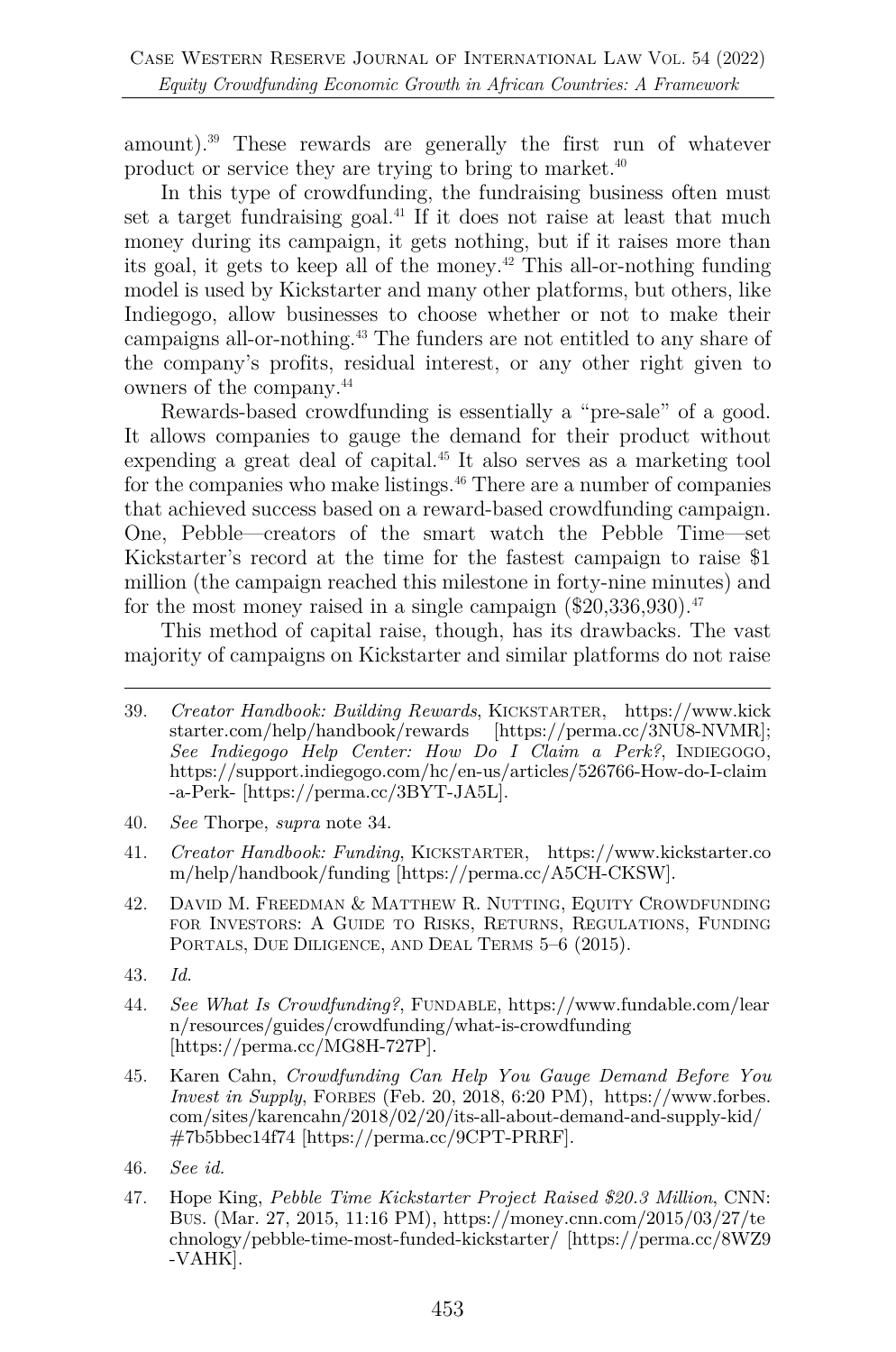amount).[39] These rewards are generally the first run of whatever product or service they are trying to bring to market.[40]

In this type of crowdfunding, the fundraising business often must set a target fundraising goal.[41] If it does not raise at least that much money during its campaign, it gets nothing, but if it raises more than its goal, it gets to keep all of the money.[42] This all-or-nothing funding model is used by Kickstarter and many other platforms, but others, like Indiegogo, allow businesses to choose whether or not to make their campaigns all-or-nothing.[43] The funders are not entitled to any share of the company's profits, residual interest, or any other right given to owners of the company.[44]

Rewards-based crowdfunding is essentially a "pre-sale" of a good. It allows companies to gauge the demand for their product without expending a great deal of capital.[45] It also serves as a marketing tool for the companies who make listings.[46] There are a number of companies that achieved success based on a reward-based crowdfunding campaign. One, Pebble—creators of the smart watch the Pebble Time—set Kickstarter's record at the time for the fastest campaign to raise $1 million (the campaign reached this milestone in forty-nine minutes) and for the most money raised in a single campaign ($20,336,930).[47]

This method of capital raise, though, has its drawbacks. The vast majority of campaigns on Kickstarter and similar platforms do not raise

---

39. *Creator Handbook: Building Rewards*, KICKSTARTER, https://www.kickstarter.com/help/handbook/rewards [https://perma.cc/3NU8-NVMR]; *See Indiegogo Help Center: How Do I Claim a Perk?*, INDIEGOGO, https://support.indiegogo.com/hc/en-us/articles/526766-How-do-I-claim-a-Perk- [https://perma.cc/3BYT-JA5L].

40. *See* Thorpe, *supra* note 34.

41. *Creator Handbook: Funding*, KICKSTARTER, https://www.kickstarter.com/help/handbook/funding [https://perma.cc/A5CH-CKSW].

42. DAVID M. FREEDMAN & MATTHEW R. NUTTING, EQUITY CROWDFUNDING FOR INVESTORS: A GUIDE TO RISKS, RETURNS, REGULATIONS, FUNDING PORTALS, DUE DILIGENCE, AND DEAL TERMS 5–6 (2015).

43. *Id.*

44. *See What Is Crowdfunding?*, FUNDABLE, https://www.fundable.com/learn/resources/guides/crowdfunding/what-is-crowdfunding [https://perma.cc/MG8H-727P].

45. Karen Cahn, *Crowdfunding Can Help You Gauge Demand Before You Invest in Supply*, FORBES (Feb. 20, 2018, 6:20 PM), https://www.forbes.com/sites/karencahn/2018/02/20/its-all-about-demand-and-supply-kid/#7b5bbec14f74 [https://perma.cc/9CPT-PRRF].

46. *See id.*

47. Hope King, *Pebble Time Kickstarter Project Raised $20.3 Million*, CNN: BUS. (Mar. 27, 2015, 11:16 PM), https://money.cnn.com/2015/03/27/technology/pebble-time-most-funded-kickstarter/ [https://perma.cc/8WZ9-VAHK].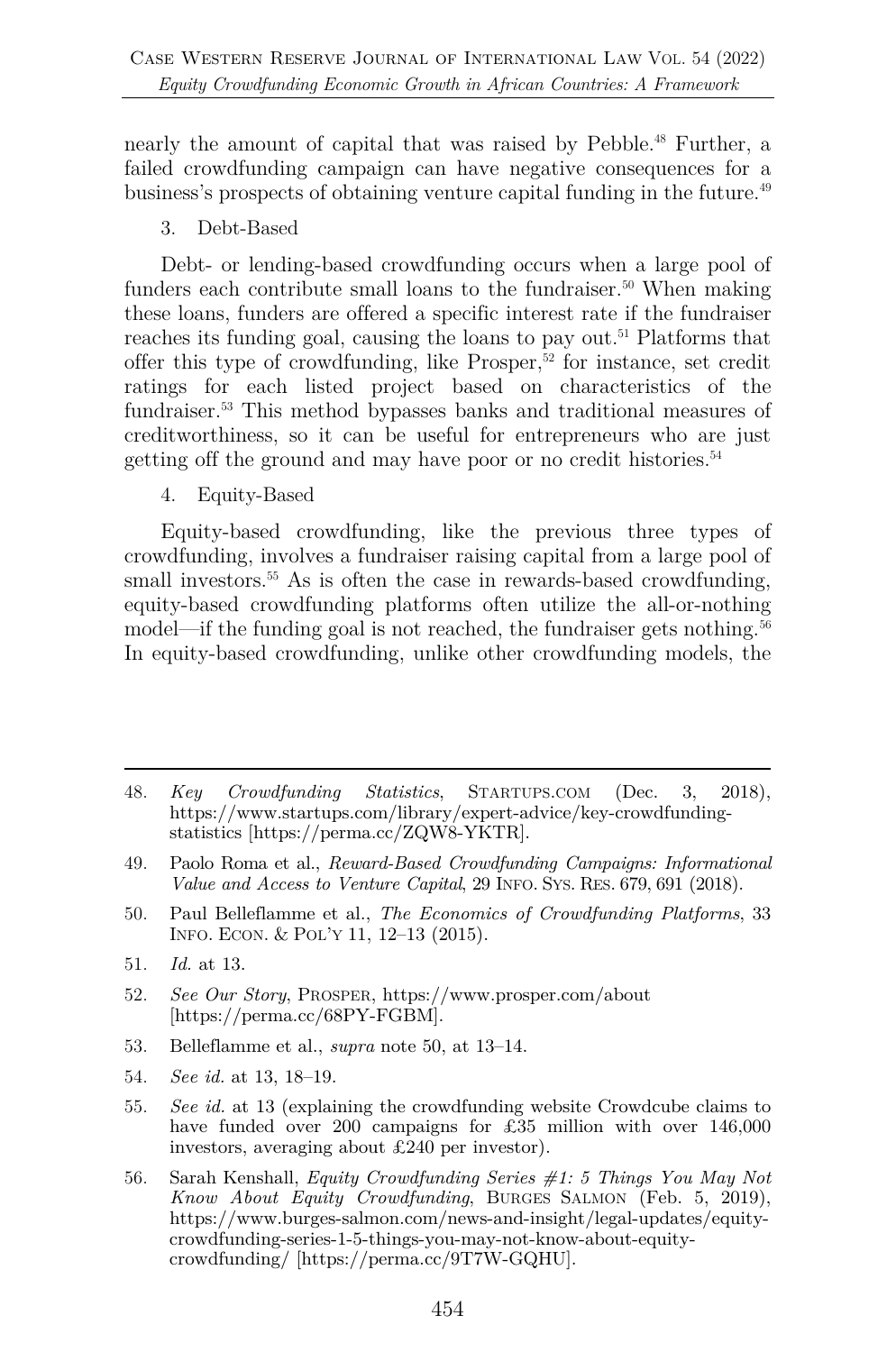nearly the amount of capital that was raised by Pebble.[48] Further, a failed crowdfunding campaign can have negative consequences for a business's prospects of obtaining venture capital funding in the future.[49]

3. Debt-Based

Debt- or lending-based crowdfunding occurs when a large pool of funders each contribute small loans to the fundraiser.[50] When making these loans, funders are offered a specific interest rate if the fundraiser reaches its funding goal, causing the loans to pay out.[51] Platforms that offer this type of crowdfunding, like Prosper,[52] for instance, set credit ratings for each listed project based on characteristics of the fundraiser.[53] This method bypasses banks and traditional measures of creditworthiness, so it can be useful for entrepreneurs who are just getting off the ground and may have poor or no credit histories.[54]

4. Equity-Based

Equity-based crowdfunding, like the previous three types of crowdfunding, involves a fundraiser raising capital from a large pool of small investors.[55] As is often the case in rewards-based crowdfunding, equity-based crowdfunding platforms often utilize the all-or-nothing model—if the funding goal is not reached, the fundraiser gets nothing.[56] In equity-based crowdfunding, unlike other crowdfunding models, the

---

48. *Key Crowdfunding Statistics*, STARTUPS.COM (Dec. 3, 2018), https://www.startups.com/library/expert-advice/key-crowdfunding-statistics [https://perma.cc/ZQW8-YKTR].

49. Paolo Roma et al., *Reward-Based Crowdfunding Campaigns: Informational Value and Access to Venture Capital*, 29 INFO. SYS. RES. 679, 691 (2018).

50. Paul Belleflamme et al., *The Economics of Crowdfunding Platforms*, 33 INFO. ECON. & POL'Y 11, 12–13 (2015).

51. *Id.* at 13.

52. *See Our Story*, PROSPER, https://www.prosper.com/about [https://perma.cc/68PY-FGBM].

53. Belleflamme et al., *supra* note 50, at 13–14.

54. *See id.* at 13, 18–19.

55. *See id.* at 13 (explaining the crowdfunding website Crowdcube claims to have funded over 200 campaigns for £35 million with over 146,000 investors, averaging about £240 per investor).

56. Sarah Kenshall, *Equity Crowdfunding Series #1: 5 Things You May Not Know About Equity Crowdfunding*, BURGES SALMON (Feb. 5, 2019), https://www.burges-salmon.com/news-and-insight/legal-updates/equity-crowdfunding-series-1-5-things-you-may-not-know-about-equity-crowdfunding/ [https://perma.cc/9T7W-GQHU].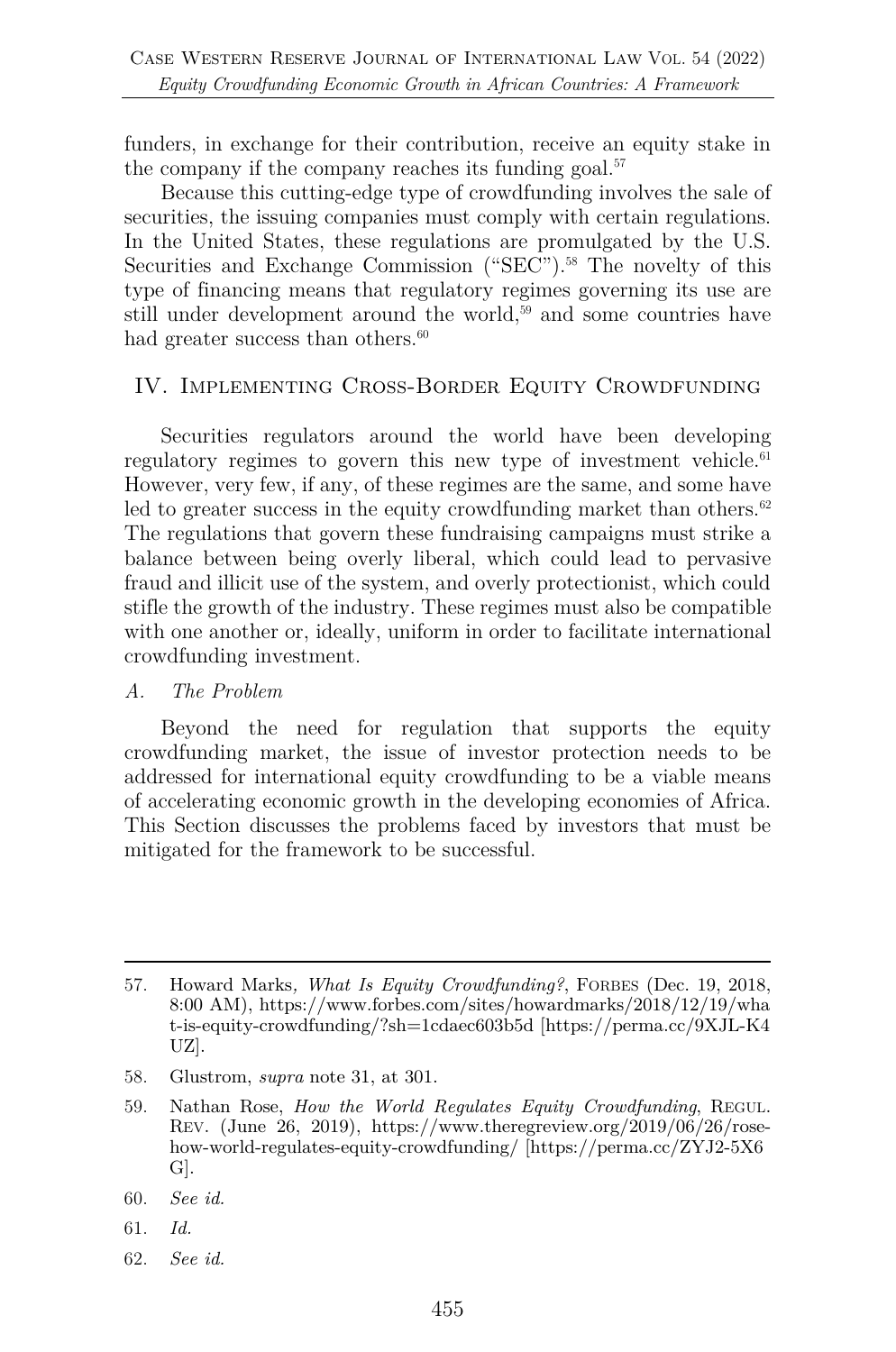funders, in exchange for their contribution, receive an equity stake in the company if the company reaches its funding goal.[57]

Because this cutting-edge type of crowdfunding involves the sale of securities, the issuing companies must comply with certain regulations. In the United States, these regulations are promulgated by the U.S. Securities and Exchange Commission ("SEC").[58] The novelty of this type of financing means that regulatory regimes governing its use are still under development around the world,[59] and some countries have had greater success than others.[60]

## IV. Implementing Cross-Border Equity Crowdfunding

Securities regulators around the world have been developing regulatory regimes to govern this new type of investment vehicle.[61] However, very few, if any, of these regimes are the same, and some have led to greater success in the equity crowdfunding market than others.[62] The regulations that govern these fundraising campaigns must strike a balance between being overly liberal, which could lead to pervasive fraud and illicit use of the system, and overly protectionist, which could stifle the growth of the industry. These regimes must also be compatible with one another or, ideally, uniform in order to facilitate international crowdfunding investment.

### *A. The Problem*

Beyond the need for regulation that supports the equity crowdfunding market, the issue of investor protection needs to be addressed for international equity crowdfunding to be a viable means of accelerating economic growth in the developing economies of Africa. This Section discusses the problems faced by investors that must be mitigated for the framework to be successful.

---

57. Howard Marks, *What Is Equity Crowdfunding?*, FORBES (Dec. 19, 2018, 8:00 AM), https://www.forbes.com/sites/howardmarks/2018/12/19/what-is-equity-crowdfunding/?sh=1cdaec603b5d [https://perma.cc/9XJL-K4UZ].

58. Glustrom, *supra* note 31, at 301.

59. Nathan Rose, *How the World Regulates Equity Crowdfunding*, REGUL. REV. (June 26, 2019), https://www.theregreview.org/2019/06/26/rose-how-world-regulates-equity-crowdfunding/ [https://perma.cc/ZYJ2-5X6G].

60. *See id.*

61. *Id.*

62. *See id.*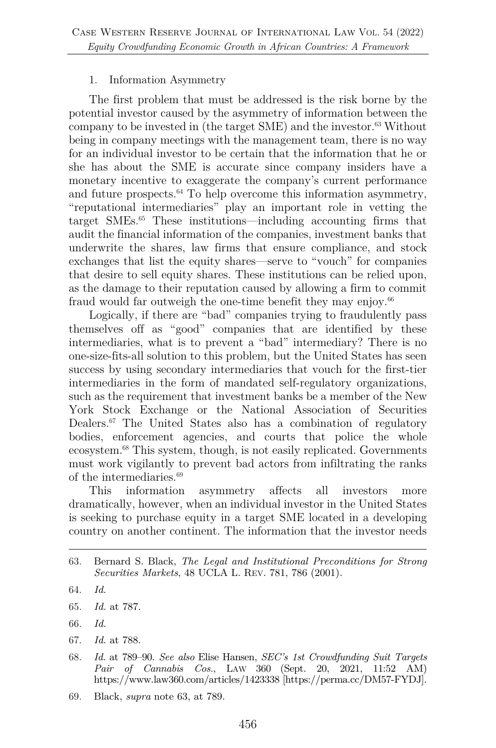1. Information Asymmetry

The first problem that must be addressed is the risk borne by the potential investor caused by the asymmetry of information between the company to be invested in (the target SME) and the investor.[63] Without being in company meetings with the management team, there is no way for an individual investor to be certain that the information that he or she has about the SME is accurate since company insiders have a monetary incentive to exaggerate the company's current performance and future prospects.[64] To help overcome this information asymmetry, "reputational intermediaries" play an important role in vetting the target SMEs.[65] These institutions—including accounting firms that audit the financial information of the companies, investment banks that underwrite the shares, law firms that ensure compliance, and stock exchanges that list the equity shares—serve to "vouch" for companies that desire to sell equity shares. These institutions can be relied upon, as the damage to their reputation caused by allowing a firm to commit fraud would far outweigh the one-time benefit they may enjoy.[66]

Logically, if there are "bad" companies trying to fraudulently pass themselves off as "good" companies that are identified by these intermediaries, what is to prevent a "bad" intermediary? There is no one-size-fits-all solution to this problem, but the United States has seen success by using secondary intermediaries that vouch for the first-tier intermediaries in the form of mandated self-regulatory organizations, such as the requirement that investment banks be a member of the New York Stock Exchange or the National Association of Securities Dealers.[67] The United States also has a combination of regulatory bodies, enforcement agencies, and courts that police the whole ecosystem.[68] This system, though, is not easily replicated. Governments must work vigilantly to prevent bad actors from infiltrating the ranks of the intermediaries.[69]

This information asymmetry affects all investors more dramatically, however, when an individual investor in the United States is seeking to purchase equity in a target SME located in a developing country on another continent. The information that the investor needs

---

63. Bernard S. Black, *The Legal and Institutional Preconditions for Strong Securities Markets*, 48 UCLA L. REV. 781, 786 (2001).

64. *Id.*

65. *Id.* at 787.

66. *Id.*

67. *Id.* at 788.

68. *Id.* at 789–90. *See also* Elise Hansen, *SEC's 1st Crowdfunding Suit Targets Pair of Cannabis Cos.*, LAW 360 (Sept. 20, 2021, 11:52 AM) https://www.law360.com/articles/1423338 [https://perma.cc/DM57-FYDJ].

69. Black, *supra* note 63, at 789.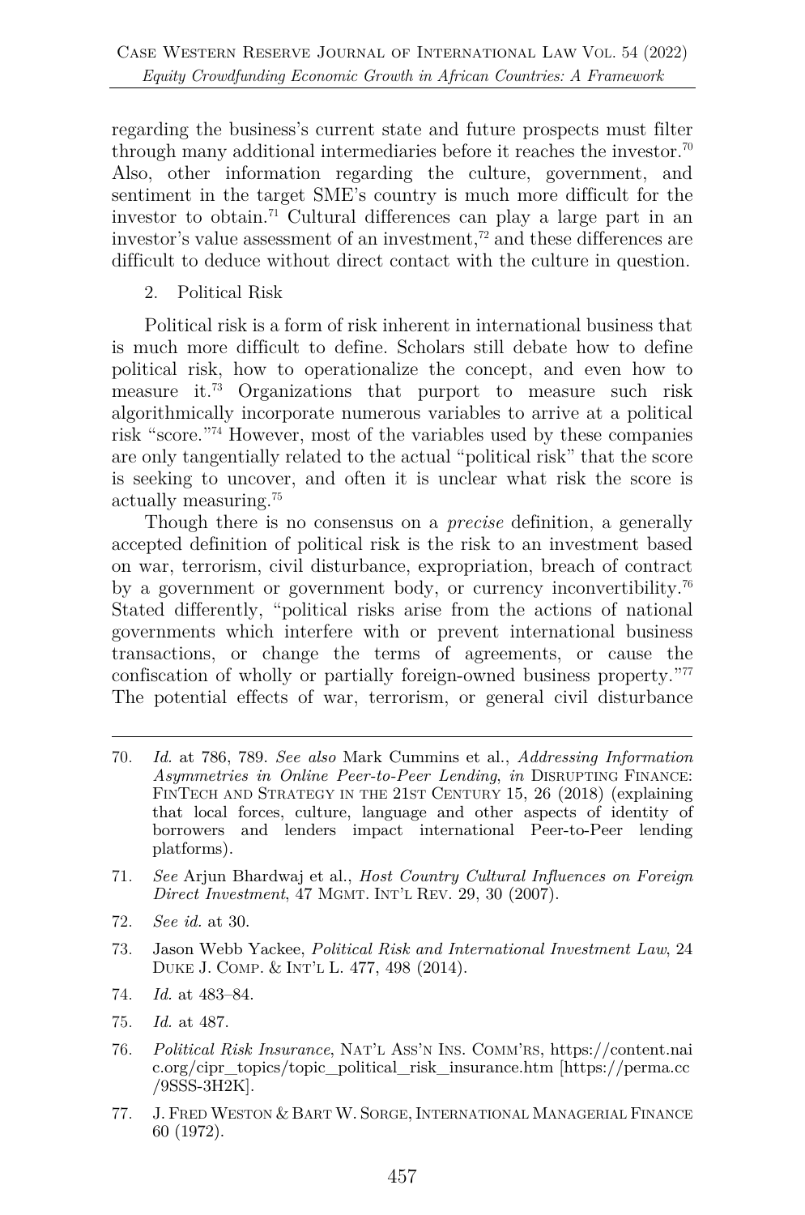regarding the business's current state and future prospects must filter through many additional intermediaries before it reaches the investor.[70] Also, other information regarding the culture, government, and sentiment in the target SME's country is much more difficult for the investor to obtain.[71] Cultural differences can play a large part in an investor's value assessment of an investment,[72] and these differences are difficult to deduce without direct contact with the culture in question.

2. Political Risk

Political risk is a form of risk inherent in international business that is much more difficult to define. Scholars still debate how to define political risk, how to operationalize the concept, and even how to measure it.[73] Organizations that purport to measure such risk algorithmically incorporate numerous variables to arrive at a political risk "score."[74] However, most of the variables used by these companies are only tangentially related to the actual "political risk" that the score is seeking to uncover, and often it is unclear what risk the score is actually measuring.[75]

Though there is no consensus on a *precise* definition, a generally accepted definition of political risk is the risk to an investment based on war, terrorism, civil disturbance, expropriation, breach of contract by a government or government body, or currency inconvertibility.[76] Stated differently, "political risks arise from the actions of national governments which interfere with or prevent international business transactions, or change the terms of agreements, or cause the confiscation of wholly or partially foreign-owned business property."[77] The potential effects of war, terrorism, or general civil disturbance

---

70. *Id.* at 786, 789. *See also* Mark Cummins et al., *Addressing Information Asymmetries in Online Peer-to-Peer Lending*, *in* DISRUPTING FINANCE: FINTECH AND STRATEGY IN THE 21ST CENTURY 15, 26 (2018) (explaining that local forces, culture, language and other aspects of identity of borrowers and lenders impact international Peer-to-Peer lending platforms).

71. *See* Arjun Bhardwaj et al., *Host Country Cultural Influences on Foreign Direct Investment*, 47 MGMT. INT'L REV. 29, 30 (2007).

72. *See id.* at 30.

73. Jason Webb Yackee, *Political Risk and International Investment Law*, 24 DUKE J. COMP. & INT'L L. 477, 498 (2014).

74. *Id.* at 483–84.

75. *Id.* at 487.

76. *Political Risk Insurance*, NAT'L ASS'N INS. COMM'RS, https://content.naic.org/cipr_topics/topic_political_risk_insurance.htm [https://perma.cc/9SSS-3H2K].

77. J. FRED WESTON & BART W. SORGE, INTERNATIONAL MANAGERIAL FINANCE 60 (1972).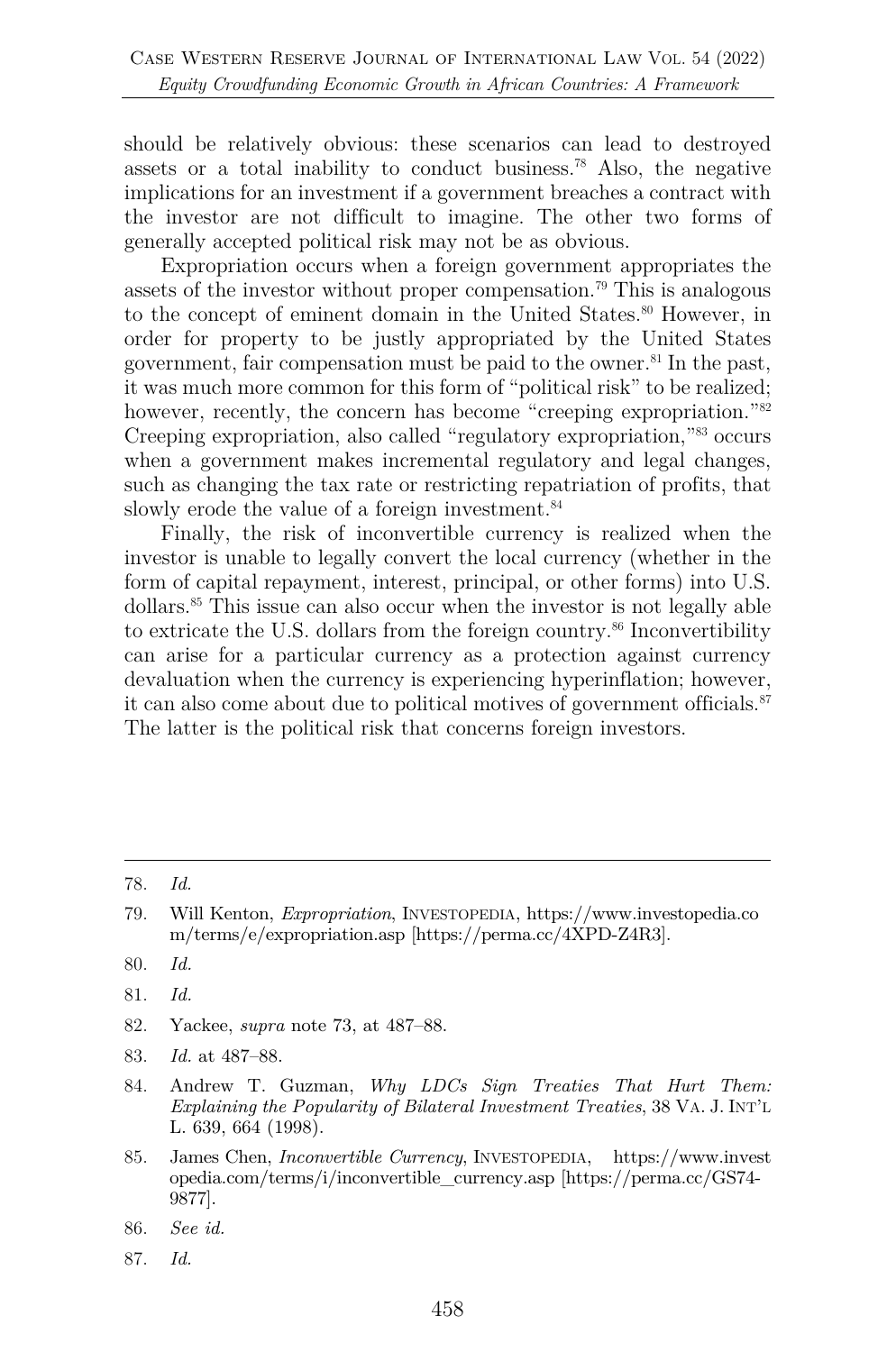should be relatively obvious: these scenarios can lead to destroyed assets or a total inability to conduct business.[78] Also, the negative implications for an investment if a government breaches a contract with the investor are not difficult to imagine. The other two forms of generally accepted political risk may not be as obvious.

Expropriation occurs when a foreign government appropriates the assets of the investor without proper compensation.[79] This is analogous to the concept of eminent domain in the United States.[80] However, in order for property to be justly appropriated by the United States government, fair compensation must be paid to the owner.[81] In the past, it was much more common for this form of "political risk" to be realized; however, recently, the concern has become "creeping expropriation."[82] Creeping expropriation, also called "regulatory expropriation,"[83] occurs when a government makes incremental regulatory and legal changes, such as changing the tax rate or restricting repatriation of profits, that slowly erode the value of a foreign investment.[84]

Finally, the risk of inconvertible currency is realized when the investor is unable to legally convert the local currency (whether in the form of capital repayment, interest, principal, or other forms) into U.S. dollars.[85] This issue can also occur when the investor is not legally able to extricate the U.S. dollars from the foreign country.[86] Inconvertibility can arise for a particular currency as a protection against currency devaluation when the currency is experiencing hyperinflation; however, it can also come about due to political motives of government officials.[87] The latter is the political risk that concerns foreign investors.

---

78. *Id.*

79. Will Kenton, *Expropriation*, INVESTOPEDIA, https://www.investopedia.com/terms/e/expropriation.asp [https://perma.cc/4XPD-Z4R3].

80. *Id.*

81. *Id.*

82. Yackee, *supra* note 73, at 487–88.

83. *Id.* at 487–88.

84. Andrew T. Guzman, *Why LDCs Sign Treaties That Hurt Them: Explaining the Popularity of Bilateral Investment Treaties*, 38 VA. J. INT'L L. 639, 664 (1998).

85. James Chen, *Inconvertible Currency*, INVESTOPEDIA, https://www.investopedia.com/terms/i/inconvertible_currency.asp [https://perma.cc/GS74-9877].

86. *See id.*

87. *Id.*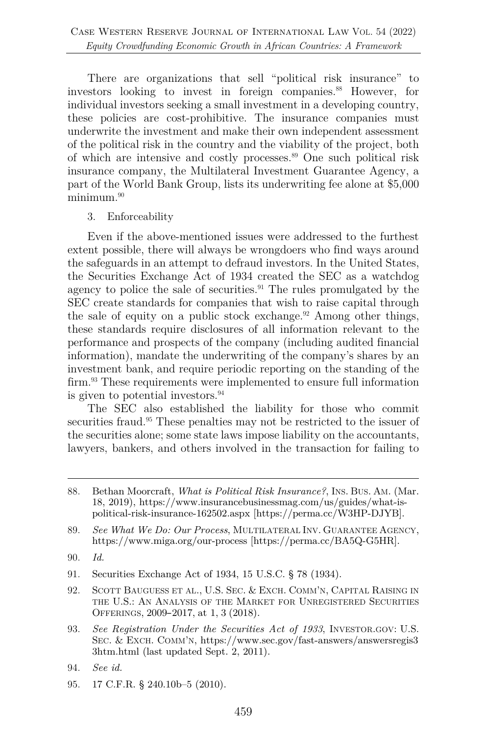There are organizations that sell "political risk insurance" to investors looking to invest in foreign companies.[88] However, for individual investors seeking a small investment in a developing country, these policies are cost-prohibitive. The insurance companies must underwrite the investment and make their own independent assessment of the political risk in the country and the viability of the project, both of which are intensive and costly processes.[89] One such political risk insurance company, the Multilateral Investment Guarantee Agency, a part of the World Bank Group, lists its underwriting fee alone at $5,000 minimum.[90]

3. Enforceability

Even if the above-mentioned issues were addressed to the furthest extent possible, there will always be wrongdoers who find ways around the safeguards in an attempt to defraud investors. In the United States, the Securities Exchange Act of 1934 created the SEC as a watchdog agency to police the sale of securities.[91] The rules promulgated by the SEC create standards for companies that wish to raise capital through the sale of equity on a public stock exchange.[92] Among other things, these standards require disclosures of all information relevant to the performance and prospects of the company (including audited financial information), mandate the underwriting of the company's shares by an investment bank, and require periodic reporting on the standing of the firm.[93] These requirements were implemented to ensure full information is given to potential investors.[94]

The SEC also established the liability for those who commit securities fraud.[95] These penalties may not be restricted to the issuer of the securities alone; some state laws impose liability on the accountants, lawyers, bankers, and others involved in the transaction for failing to

---

88. Bethan Moorcraft, *What is Political Risk Insurance?*, INS. BUS. AM. (Mar. 18, 2019), https://www.insurancebusinessmag.com/us/guides/what-is-political-risk-insurance-162502.aspx [https://perma.cc/W3HP-DJYB].

89. *See What We Do: Our Process*, MULTILATERAL INV. GUARANTEE AGENCY, https://www.miga.org/our-process [https://perma.cc/BA5Q-G5HR].

90. *Id.*

91. Securities Exchange Act of 1934, 15 U.S.C. § 78 (1934).

92. SCOTT BAUGUESS ET AL., U.S. SEC. & EXCH. COMM'N, CAPITAL RAISING IN THE U.S.: AN ANALYSIS OF THE MARKET FOR UNREGISTERED SECURITIES OFFERINGS, 2009–2017, at 1, 3 (2018).

93. *See Registration Under the Securities Act of 1933*, INVESTOR.GOV: U.S. SEC. & EXCH. COMM'N, https://www.sec.gov/fast-answers/answersregis33htm.html (last updated Sept. 2, 2011).

94. *See id.*

95. 17 C.F.R. § 240.10b–5 (2010).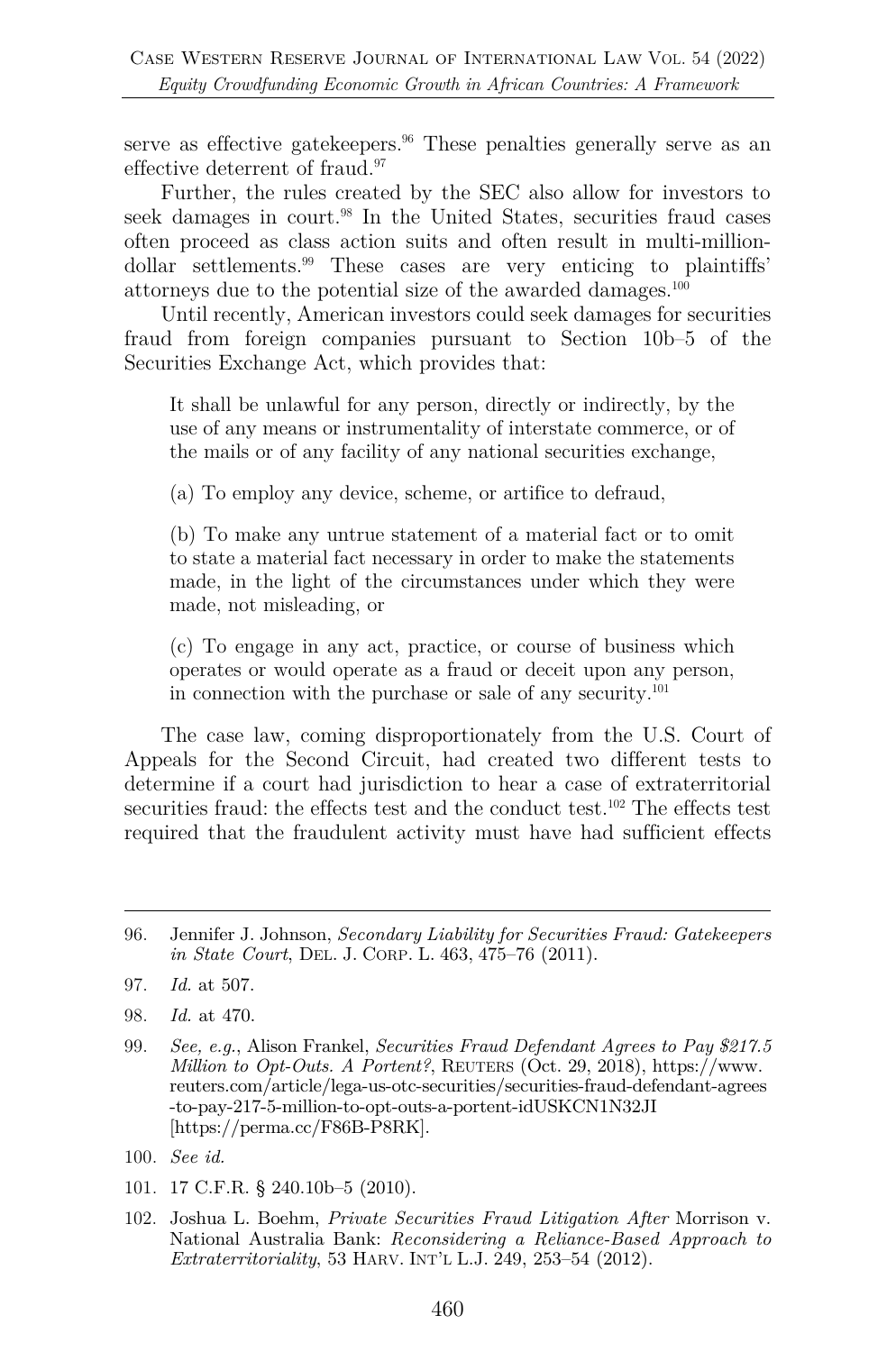serve as effective gatekeepers.[96] These penalties generally serve as an effective deterrent of fraud.[97]

Further, the rules created by the SEC also allow for investors to seek damages in court.[98] In the United States, securities fraud cases often proceed as class action suits and often result in multi-million-dollar settlements.[99] These cases are very enticing to plaintiffs' attorneys due to the potential size of the awarded damages.[100]

Until recently, American investors could seek damages for securities fraud from foreign companies pursuant to Section 10b–5 of the Securities Exchange Act, which provides that:

> It shall be unlawful for any person, directly or indirectly, by the use of any means or instrumentality of interstate commerce, or of the mails or of any facility of any national securities exchange,
>
> (a) To employ any device, scheme, or artifice to defraud,
>
> (b) To make any untrue statement of a material fact or to omit to state a material fact necessary in order to make the statements made, in the light of the circumstances under which they were made, not misleading, or
>
> (c) To engage in any act, practice, or course of business which operates or would operate as a fraud or deceit upon any person, in connection with the purchase or sale of any security.[101]

The case law, coming disproportionately from the U.S. Court of Appeals for the Second Circuit, had created two different tests to determine if a court had jurisdiction to hear a case of extraterritorial securities fraud: the effects test and the conduct test.[102] The effects test required that the fraudulent activity must have had sufficient effects

---

96. Jennifer J. Johnson, *Secondary Liability for Securities Fraud: Gatekeepers in State Court*, DEL. J. CORP. L. 463, 475–76 (2011).

97. *Id.* at 507.

98. *Id.* at 470.

99. *See, e.g.*, Alison Frankel, *Securities Fraud Defendant Agrees to Pay $217.5 Million to Opt-Outs. A Portent?*, REUTERS (Oct. 29, 2018), https://www.reuters.com/article/lega-us-otc-securities/securities-fraud-defendant-agrees-to-pay-217-5-million-to-opt-outs-a-portent-idUSKCN1N32JI [https://perma.cc/F86B-P8RK].

100. *See id.*

101. 17 C.F.R. § 240.10b–5 (2010).

102. Joshua L. Boehm, *Private Securities Fraud Litigation After* Morrison v. National Australia Bank: *Reconsidering a Reliance-Based Approach to Extraterritoriality*, 53 HARV. INT'L L.J. 249, 253–54 (2012).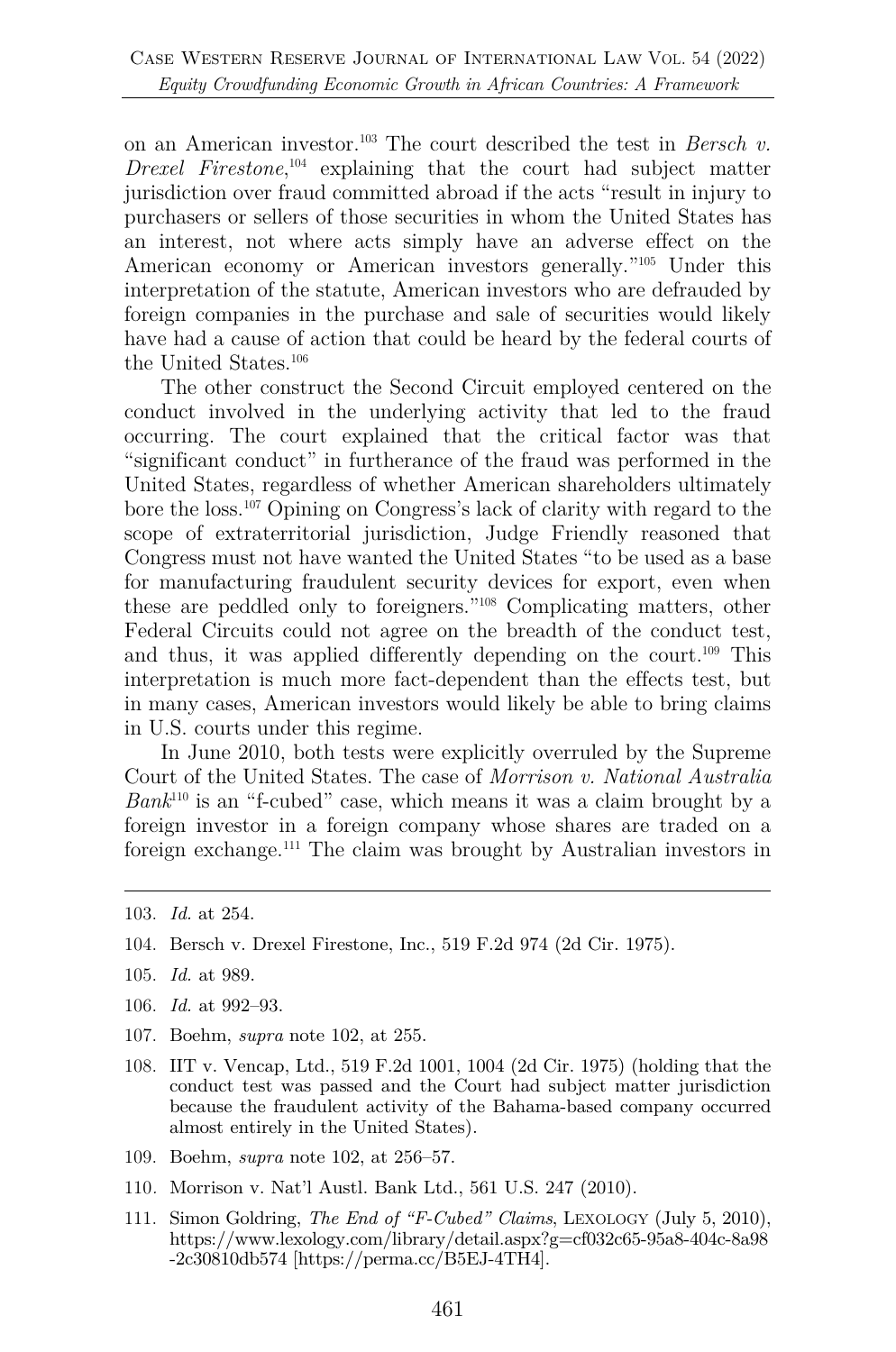on an American investor.[103] The court described the test in *Bersch v. Drexel Firestone*,[104] explaining that the court had subject matter jurisdiction over fraud committed abroad if the acts "result in injury to purchasers or sellers of those securities in whom the United States has an interest, not where acts simply have an adverse effect on the American economy or American investors generally."[105] Under this interpretation of the statute, American investors who are defrauded by foreign companies in the purchase and sale of securities would likely have had a cause of action that could be heard by the federal courts of the United States.[106]

The other construct the Second Circuit employed centered on the conduct involved in the underlying activity that led to the fraud occurring. The court explained that the critical factor was that "significant conduct" in furtherance of the fraud was performed in the United States, regardless of whether American shareholders ultimately bore the loss.[107] Opining on Congress's lack of clarity with regard to the scope of extraterritorial jurisdiction, Judge Friendly reasoned that Congress must not have wanted the United States "to be used as a base for manufacturing fraudulent security devices for export, even when these are peddled only to foreigners."[108] Complicating matters, other Federal Circuits could not agree on the breadth of the conduct test, and thus, it was applied differently depending on the court.[109] This interpretation is much more fact-dependent than the effects test, but in many cases, American investors would likely be able to bring claims in U.S. courts under this regime.

In June 2010, both tests were explicitly overruled by the Supreme Court of the United States. The case of *Morrison v. National Australia Bank*[110] is an "f-cubed" case, which means it was a claim brought by a foreign investor in a foreign company whose shares are traded on a foreign exchange.[111] The claim was brought by Australian investors in

---

103. *Id.* at 254.

104. Bersch v. Drexel Firestone, Inc., 519 F.2d 974 (2d Cir. 1975).

105. *Id.* at 989.

106. *Id.* at 992–93.

107. Boehm, *supra* note 102, at 255.

108. IIT v. Vencap, Ltd., 519 F.2d 1001, 1004 (2d Cir. 1975) (holding that the conduct test was passed and the Court had subject matter jurisdiction because the fraudulent activity of the Bahama-based company occurred almost entirely in the United States).

109. Boehm, *supra* note 102, at 256–57.

110. Morrison v. Nat'l Austl. Bank Ltd., 561 U.S. 247 (2010).

111. Simon Goldring, *The End of "F-Cubed" Claims*, LEXOLOGY (July 5, 2010), https://www.lexology.com/library/detail.aspx?g=cf032c65-95a8-404c-8a98-2c30810db574 [https://perma.cc/B5EJ-4TH4].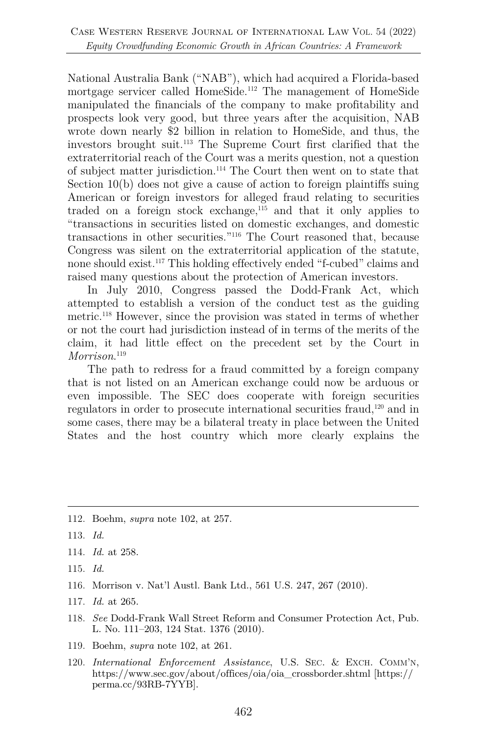National Australia Bank ("NAB"), which had acquired a Florida-based mortgage servicer called HomeSide.[112] The management of HomeSide manipulated the financials of the company to make profitability and prospects look very good, but three years after the acquisition, NAB wrote down nearly $2 billion in relation to HomeSide, and thus, the investors brought suit.[113] The Supreme Court first clarified that the extraterritorial reach of the Court was a merits question, not a question of subject matter jurisdiction.[114] The Court then went on to state that Section 10(b) does not give a cause of action to foreign plaintiffs suing American or foreign investors for alleged fraud relating to securities traded on a foreign stock exchange,[115] and that it only applies to "transactions in securities listed on domestic exchanges, and domestic transactions in other securities."[116] The Court reasoned that, because Congress was silent on the extraterritorial application of the statute, none should exist.[117] This holding effectively ended "f-cubed" claims and raised many questions about the protection of American investors.

In July 2010, Congress passed the Dodd-Frank Act, which attempted to establish a version of the conduct test as the guiding metric.[118] However, since the provision was stated in terms of whether or not the court had jurisdiction instead of in terms of the merits of the claim, it had little effect on the precedent set by the Court in *Morrison*.[119]

The path to redress for a fraud committed by a foreign company that is not listed on an American exchange could now be arduous or even impossible. The SEC does cooperate with foreign securities regulators in order to prosecute international securities fraud,[120] and in some cases, there may be a bilateral treaty in place between the United States and the host country which more clearly explains the

---

112. Boehm, *supra* note 102, at 257.

113. *Id.*

114. *Id.* at 258.

115. *Id.*

116. Morrison v. Nat'l Austl. Bank Ltd., 561 U.S. 247, 267 (2010).

117. *Id.* at 265.

118. *See* Dodd-Frank Wall Street Reform and Consumer Protection Act, Pub. L. No. 111–203, 124 Stat. 1376 (2010).

119. Boehm, *supra* note 102, at 261.

120. *International Enforcement Assistance*, U.S. SEC. & EXCH. COMM'N, https://www.sec.gov/about/offices/oia/oia_crossborder.shtml [https://perma.cc/93RB-7YYB].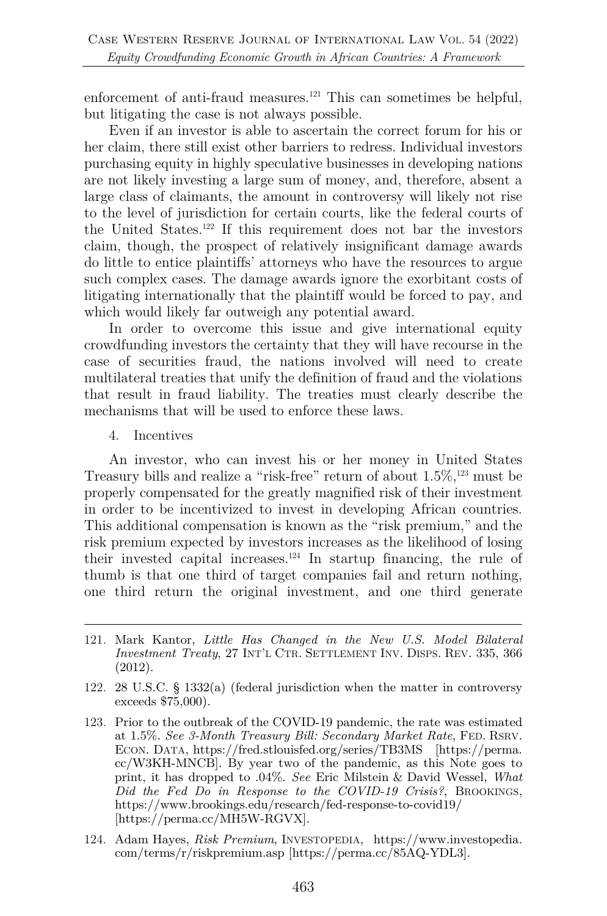enforcement of anti-fraud measures.[121] This can sometimes be helpful, but litigating the case is not always possible.

Even if an investor is able to ascertain the correct forum for his or her claim, there still exist other barriers to redress. Individual investors purchasing equity in highly speculative businesses in developing nations are not likely investing a large sum of money, and, therefore, absent a large class of claimants, the amount in controversy will likely not rise to the level of jurisdiction for certain courts, like the federal courts of the United States.[122] If this requirement does not bar the investors claim, though, the prospect of relatively insignificant damage awards do little to entice plaintiffs' attorneys who have the resources to argue such complex cases. The damage awards ignore the exorbitant costs of litigating internationally that the plaintiff would be forced to pay, and which would likely far outweigh any potential award.

In order to overcome this issue and give international equity crowdfunding investors the certainty that they will have recourse in the case of securities fraud, the nations involved will need to create multilateral treaties that unify the definition of fraud and the violations that result in fraud liability. The treaties must clearly describe the mechanisms that will be used to enforce these laws.

4. Incentives

An investor, who can invest his or her money in United States Treasury bills and realize a "risk-free" return of about 1.5%,[123] must be properly compensated for the greatly magnified risk of their investment in order to be incentivized to invest in developing African countries. This additional compensation is known as the "risk premium," and the risk premium expected by investors increases as the likelihood of losing their invested capital increases.[124] In startup financing, the rule of thumb is that one third of target companies fail and return nothing, one third return the original investment, and one third generate

---

121. Mark Kantor, *Little Has Changed in the New U.S. Model Bilateral Investment Treaty*, 27 INT'L CTR. SETTLEMENT INV. DISPS. REV. 335, 366 (2012).

122. 28 U.S.C. § 1332(a) (federal jurisdiction when the matter in controversy exceeds $75,000).

123. Prior to the outbreak of the COVID-19 pandemic, the rate was estimated at 1.5%. *See 3-Month Treasury Bill: Secondary Market Rate*, FED. RSRV. ECON. DATA, https://fred.stlouisfed.org/series/TB3MS [https://perma.cc/W3KH-MNCB]. By year two of the pandemic, as this Note goes to print, it has dropped to .04%. *See* Eric Milstein & David Wessel, *What Did the Fed Do in Response to the COVID-19 Crisis?*, BROOKINGS, https://www.brookings.edu/research/fed-response-to-covid19/ [https://perma.cc/MH5W-RGVX].

124. Adam Hayes, *Risk Premium*, INVESTOPEDIA, https://www.investopedia.com/terms/r/riskpremium.asp [https://perma.cc/85AQ-YDL3].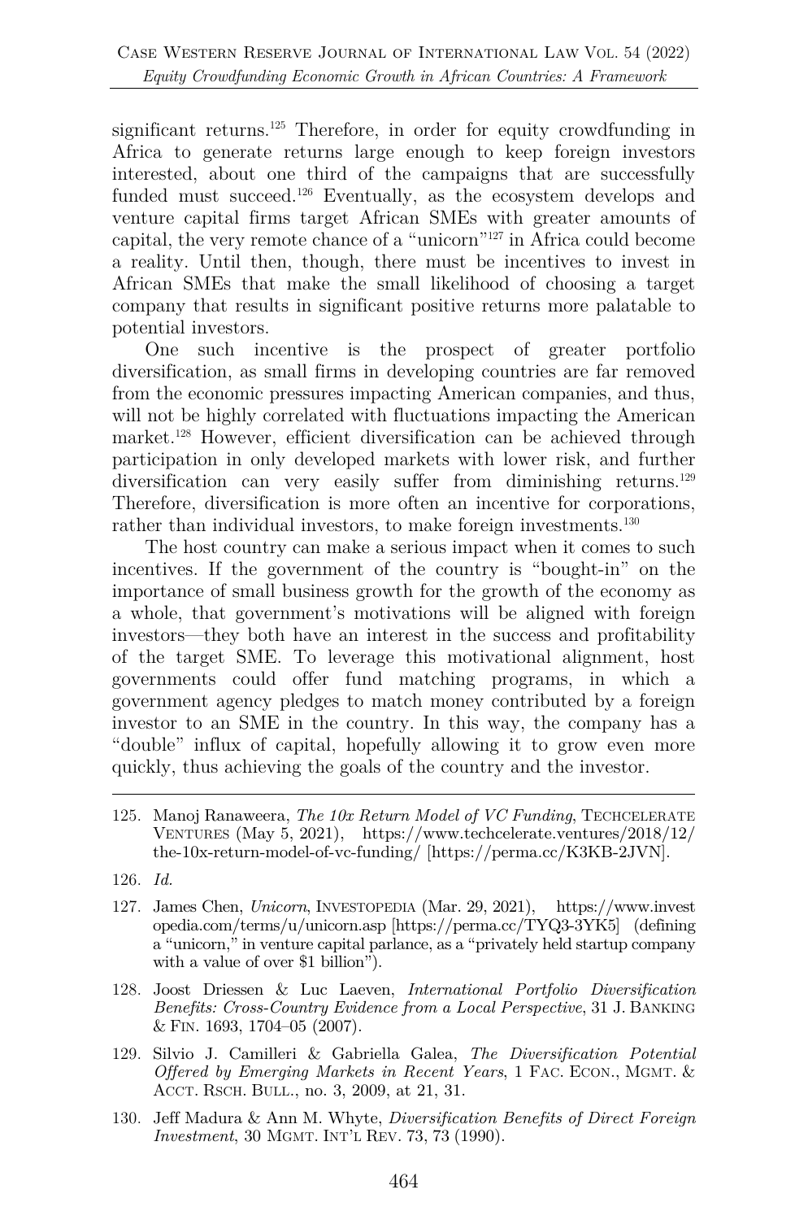significant returns.[125] Therefore, in order for equity crowdfunding in Africa to generate returns large enough to keep foreign investors interested, about one third of the campaigns that are successfully funded must succeed.[126] Eventually, as the ecosystem develops and venture capital firms target African SMEs with greater amounts of capital, the very remote chance of a "unicorn"[127] in Africa could become a reality. Until then, though, there must be incentives to invest in African SMEs that make the small likelihood of choosing a target company that results in significant positive returns more palatable to potential investors.

One such incentive is the prospect of greater portfolio diversification, as small firms in developing countries are far removed from the economic pressures impacting American companies, and thus, will not be highly correlated with fluctuations impacting the American market.[128] However, efficient diversification can be achieved through participation in only developed markets with lower risk, and further diversification can very easily suffer from diminishing returns.[129] Therefore, diversification is more often an incentive for corporations, rather than individual investors, to make foreign investments.[130]

The host country can make a serious impact when it comes to such incentives. If the government of the country is "bought-in" on the importance of small business growth for the growth of the economy as a whole, that government's motivations will be aligned with foreign investors—they both have an interest in the success and profitability of the target SME. To leverage this motivational alignment, host governments could offer fund matching programs, in which a government agency pledges to match money contributed by a foreign investor to an SME in the country. In this way, the company has a "double" influx of capital, hopefully allowing it to grow even more quickly, thus achieving the goals of the country and the investor.

---

125. Manoj Ranaweera, *The 10x Return Model of VC Funding*, TECHCELERATE VENTURES (May 5, 2021), https://www.techcelerate.ventures/2018/12/the-10x-return-model-of-vc-funding/ [https://perma.cc/K3KB-2JVN].

126. *Id.*

127. James Chen, *Unicorn*, INVESTOPEDIA (Mar. 29, 2021), https://www.investopedia.com/terms/u/unicorn.asp [https://perma.cc/TYQ3-3YK5] (defining a "unicorn," in venture capital parlance, as a "privately held startup company with a value of over $1 billion").

128. Joost Driessen & Luc Laeven, *International Portfolio Diversification Benefits: Cross-Country Evidence from a Local Perspective*, 31 J. BANKING & FIN. 1693, 1704–05 (2007).

129. Silvio J. Camilleri & Gabriella Galea, *The Diversification Potential Offered by Emerging Markets in Recent Years*, 1 FAC. ECON., MGMT. & ACCT. RSCH. BULL., no. 3, 2009, at 21, 31.

130. Jeff Madura & Ann M. Whyte, *Diversification Benefits of Direct Foreign Investment*, 30 MGMT. INT'L REV. 73, 73 (1990).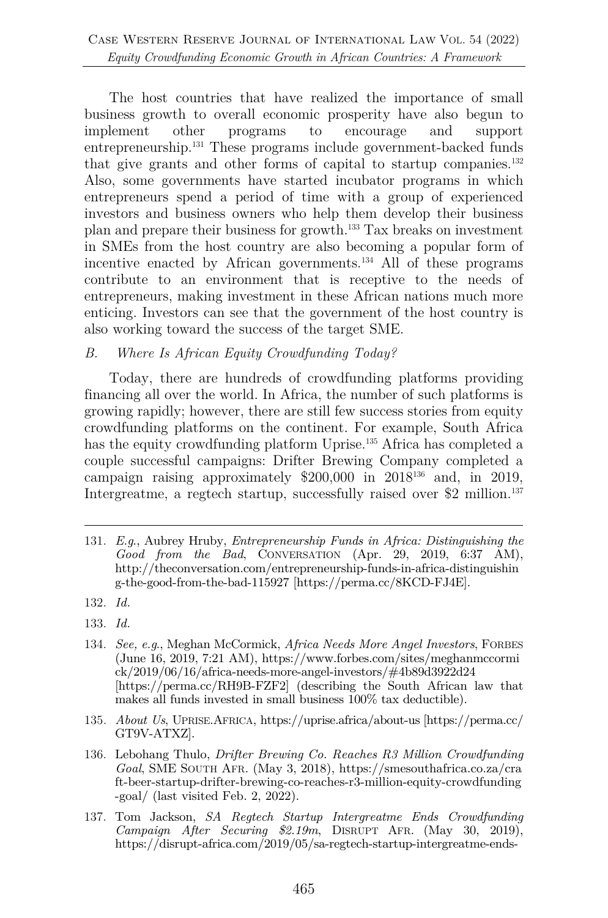The host countries that have realized the importance of small business growth to overall economic prosperity have also begun to implement other programs to encourage and support entrepreneurship.[131] These programs include government-backed funds that give grants and other forms of capital to startup companies.[132] Also, some governments have started incubator programs in which entrepreneurs spend a period of time with a group of experienced investors and business owners who help them develop their business plan and prepare their business for growth.[133] Tax breaks on investment in SMEs from the host country are also becoming a popular form of incentive enacted by African governments.[134] All of these programs contribute to an environment that is receptive to the needs of entrepreneurs, making investment in these African nations much more enticing. Investors can see that the government of the host country is also working toward the success of the target SME.

### *B. Where Is African Equity Crowdfunding Today?*

Today, there are hundreds of crowdfunding platforms providing financing all over the world. In Africa, the number of such platforms is growing rapidly; however, there are still few success stories from equity crowdfunding platforms on the continent. For example, South Africa has the equity crowdfunding platform Uprise.[135] Africa has completed a couple successful campaigns: Drifter Brewing Company completed a campaign raising approximately $200,000 in 2018[136] and, in 2019, Intergreatme, a regtech startup, successfully raised over $2 million.[137]

---

131. *E.g.*, Aubrey Hruby, *Entrepreneurship Funds in Africa: Distinguishing the Good from the Bad*, CONVERSATION (Apr. 29, 2019, 6:37 AM), http://theconversation.com/entrepreneurship-funds-in-africa-distinguishing-the-good-from-the-bad-115927 [https://perma.cc/8KCD-FJ4E].

132. *Id.*

133. *Id.*

134. *See, e.g.*, Meghan McCormick, *Africa Needs More Angel Investors*, FORBES (June 16, 2019, 7:21 AM), https://www.forbes.com/sites/meghanmccormick/2019/06/16/africa-needs-more-angel-investors/#4b89d3922d24 [https://perma.cc/RH9B-FZF2] (describing the South African law that makes all funds invested in small business 100% tax deductible).

135. *About Us*, UPRISE.AFRICA, https://uprise.africa/about-us [https://perma.cc/GT9V-ATXZ].

136. Lebohang Thulo, *Drifter Brewing Co. Reaches R3 Million Crowdfunding Goal*, SME SOUTH AFR. (May 3, 2018), https://smesouthafrica.co.za/craft-beer-startup-drifter-brewing-co-reaches-r3-million-equity-crowdfunding-goal/ (last visited Feb. 2, 2022).

137. Tom Jackson, *SA Regtech Startup Intergreatme Ends Crowdfunding Campaign After Securing $2.19m*, DISRUPT AFR. (May 30, 2019), https://disrupt-africa.com/2019/05/sa-regtech-startup-intergreatme-ends-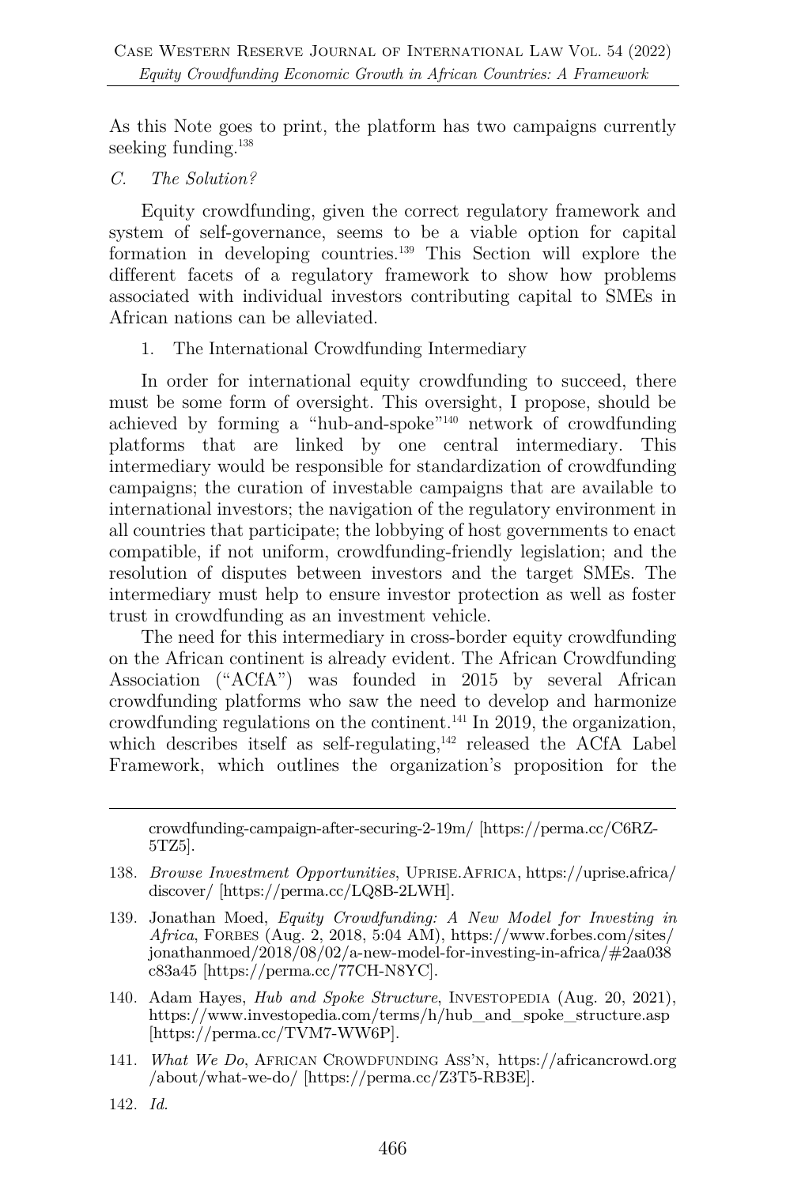As this Note goes to print, the platform has two campaigns currently seeking funding.[138]

### *C. The Solution?*

Equity crowdfunding, given the correct regulatory framework and system of self-governance, seems to be a viable option for capital formation in developing countries.[139] This Section will explore the different facets of a regulatory framework to show how problems associated with individual investors contributing capital to SMEs in African nations can be alleviated.

#### 1. The International Crowdfunding Intermediary

In order for international equity crowdfunding to succeed, there must be some form of oversight. This oversight, I propose, should be achieved by forming a "hub-and-spoke"[140] network of crowdfunding platforms that are linked by one central intermediary. This intermediary would be responsible for standardization of crowdfunding campaigns; the curation of investable campaigns that are available to international investors; the navigation of the regulatory environment in all countries that participate; the lobbying of host governments to enact compatible, if not uniform, crowdfunding-friendly legislation; and the resolution of disputes between investors and the target SMEs. The intermediary must help to ensure investor protection as well as foster trust in crowdfunding as an investment vehicle.

The need for this intermediary in cross-border equity crowdfunding on the African continent is already evident. The African Crowdfunding Association ("ACfA") was founded in 2015 by several African crowdfunding platforms who saw the need to develop and harmonize crowdfunding regulations on the continent.[141] In 2019, the organization, which describes itself as self-regulating,[142] released the ACfA Label Framework, which outlines the organization's proposition for the

---

crowdfunding-campaign-after-securing-2-19m/ [https://perma.cc/C6RZ-5TZ5].

138. *Browse Investment Opportunities*, UPRISE.AFRICA, https://uprise.africa/discover/ [https://perma.cc/LQ8B-2LWH].

139. Jonathan Moed, *Equity Crowdfunding: A New Model for Investing in Africa*, FORBES (Aug. 2, 2018, 5:04 AM), https://www.forbes.com/sites/jonathanmoed/2018/08/02/a-new-model-for-investing-in-africa/#2aa038c83a45 [https://perma.cc/77CH-N8YC].

140. Adam Hayes, *Hub and Spoke Structure*, INVESTOPEDIA (Aug. 20, 2021), https://www.investopedia.com/terms/h/hub_and_spoke_structure.asp [https://perma.cc/TVM7-WW6P].

141. *What We Do*, AFRICAN CROWDFUNDING ASS'N, https://africancrowd.org/about/what-we-do/ [https://perma.cc/Z3T5-RB3E].

142. *Id.*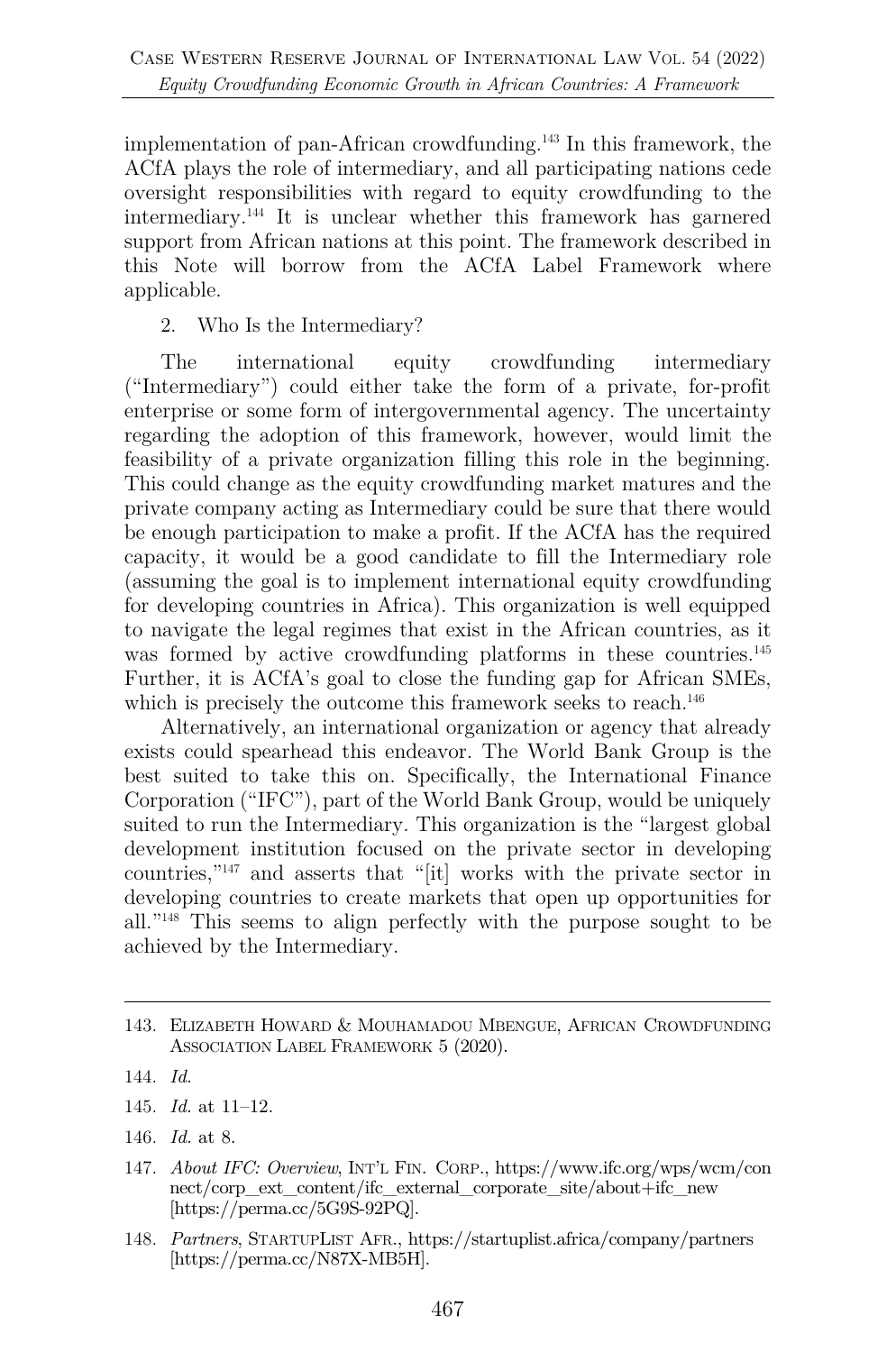implementation of pan-African crowdfunding.[143] In this framework, the ACfA plays the role of intermediary, and all participating nations cede oversight responsibilities with regard to equity crowdfunding to the intermediary.[144] It is unclear whether this framework has garnered support from African nations at this point. The framework described in this Note will borrow from the ACfA Label Framework where applicable.

2. Who Is the Intermediary?

The international equity crowdfunding intermediary ("Intermediary") could either take the form of a private, for-profit enterprise or some form of intergovernmental agency. The uncertainty regarding the adoption of this framework, however, would limit the feasibility of a private organization filling this role in the beginning. This could change as the equity crowdfunding market matures and the private company acting as Intermediary could be sure that there would be enough participation to make a profit. If the ACfA has the required capacity, it would be a good candidate to fill the Intermediary role (assuming the goal is to implement international equity crowdfunding for developing countries in Africa). This organization is well equipped to navigate the legal regimes that exist in the African countries, as it was formed by active crowdfunding platforms in these countries.[145] Further, it is ACfA's goal to close the funding gap for African SMEs, which is precisely the outcome this framework seeks to reach.[146]

Alternatively, an international organization or agency that already exists could spearhead this endeavor. The World Bank Group is the best suited to take this on. Specifically, the International Finance Corporation ("IFC"), part of the World Bank Group, would be uniquely suited to run the Intermediary. This organization is the "largest global development institution focused on the private sector in developing countries,"[147] and asserts that "[it] works with the private sector in developing countries to create markets that open up opportunities for all."[148] This seems to align perfectly with the purpose sought to be achieved by the Intermediary.

---

143. Elizabeth Howard & Mouhamadou Mbengue, African Crowdfunding Association Label Framework 5 (2020).

144. *Id.*

145. *Id.* at 11–12.

146. *Id.* at 8.

147. *About IFC: Overview*, Int'l Fin. Corp., https://www.ifc.org/wps/wcm/connect/corp_ext_content/ifc_external_corporate_site/about+ifc_new [https://perma.cc/5G9S-92PQ].

148. *Partners*, StartupList Afr., https://startuplist.africa/company/partners [https://perma.cc/N87X-MB5H].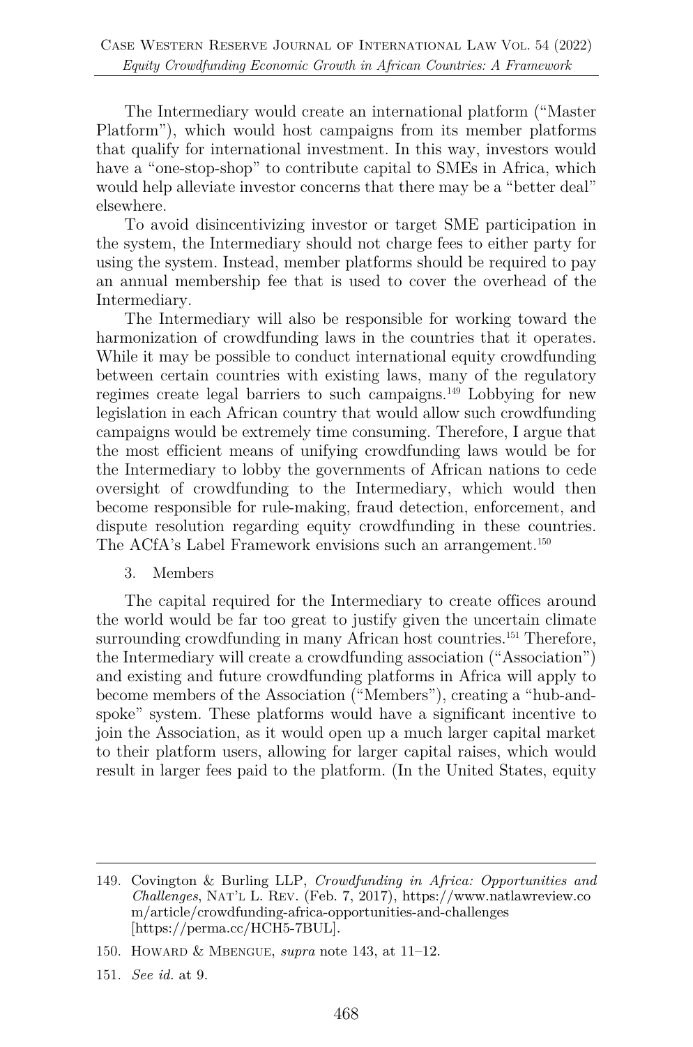The Intermediary would create an international platform ("Master Platform"), which would host campaigns from its member platforms that qualify for international investment. In this way, investors would have a "one-stop-shop" to contribute capital to SMEs in Africa, which would help alleviate investor concerns that there may be a "better deal" elsewhere.

To avoid disincentivizing investor or target SME participation in the system, the Intermediary should not charge fees to either party for using the system. Instead, member platforms should be required to pay an annual membership fee that is used to cover the overhead of the Intermediary.

The Intermediary will also be responsible for working toward the harmonization of crowdfunding laws in the countries that it operates. While it may be possible to conduct international equity crowdfunding between certain countries with existing laws, many of the regulatory regimes create legal barriers to such campaigns.[149] Lobbying for new legislation in each African country that would allow such crowdfunding campaigns would be extremely time consuming. Therefore, I argue that the most efficient means of unifying crowdfunding laws would be for the Intermediary to lobby the governments of African nations to cede oversight of crowdfunding to the Intermediary, which would then become responsible for rule-making, fraud detection, enforcement, and dispute resolution regarding equity crowdfunding in these countries. The ACfA's Label Framework envisions such an arrangement.[150]

3. Members

The capital required for the Intermediary to create offices around the world would be far too great to justify given the uncertain climate surrounding crowdfunding in many African host countries.[151] Therefore, the Intermediary will create a crowdfunding association ("Association") and existing and future crowdfunding platforms in Africa will apply to become members of the Association ("Members"), creating a "hub-and-spoke" system. These platforms would have a significant incentive to join the Association, as it would open up a much larger capital market to their platform users, allowing for larger capital raises, which would result in larger fees paid to the platform. (In the United States, equity

---

149. Covington & Burling LLP, *Crowdfunding in Africa: Opportunities and Challenges*, NAT'L L. REV. (Feb. 7, 2017), https://www.natlawreview.com/article/crowdfunding-africa-opportunities-and-challenges [https://perma.cc/HCH5-7BUL].

150. HOWARD & MBENGUE, *supra* note 143, at 11–12.

151. *See id.* at 9.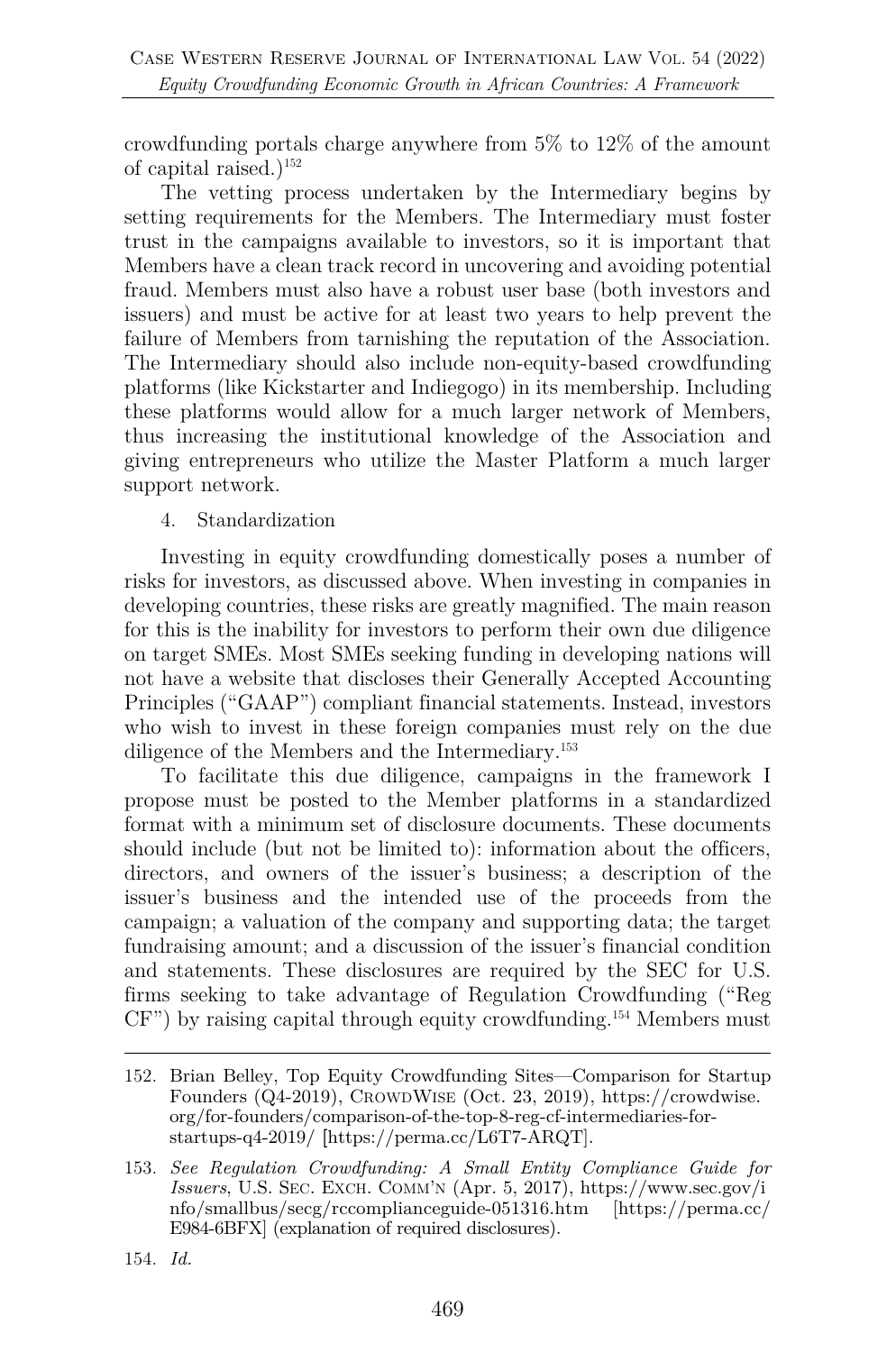crowdfunding portals charge anywhere from 5% to 12% of the amount of capital raised.)[152]

The vetting process undertaken by the Intermediary begins by setting requirements for the Members. The Intermediary must foster trust in the campaigns available to investors, so it is important that Members have a clean track record in uncovering and avoiding potential fraud. Members must also have a robust user base (both investors and issuers) and must be active for at least two years to help prevent the failure of Members from tarnishing the reputation of the Association. The Intermediary should also include non-equity-based crowdfunding platforms (like Kickstarter and Indiegogo) in its membership. Including these platforms would allow for a much larger network of Members, thus increasing the institutional knowledge of the Association and giving entrepreneurs who utilize the Master Platform a much larger support network.

4. Standardization

Investing in equity crowdfunding domestically poses a number of risks for investors, as discussed above. When investing in companies in developing countries, these risks are greatly magnified. The main reason for this is the inability for investors to perform their own due diligence on target SMEs. Most SMEs seeking funding in developing nations will not have a website that discloses their Generally Accepted Accounting Principles ("GAAP") compliant financial statements. Instead, investors who wish to invest in these foreign companies must rely on the due diligence of the Members and the Intermediary.[153]

To facilitate this due diligence, campaigns in the framework I propose must be posted to the Member platforms in a standardized format with a minimum set of disclosure documents. These documents should include (but not be limited to): information about the officers, directors, and owners of the issuer's business; a description of the issuer's business and the intended use of the proceeds from the campaign; a valuation of the company and supporting data; the target fundraising amount; and a discussion of the issuer's financial condition and statements. These disclosures are required by the SEC for U.S. firms seeking to take advantage of Regulation Crowdfunding ("Reg CF") by raising capital through equity crowdfunding.[154] Members must

---

152. Brian Belley, Top Equity Crowdfunding Sites—Comparison for Startup Founders (Q4-2019), CROWDWISE (Oct. 23, 2019), https://crowdwise.org/for-founders/comparison-of-the-top-8-reg-cf-intermediaries-for-startups-q4-2019/ [https://perma.cc/L6T7-ARQT].

153. *See Regulation Crowdfunding: A Small Entity Compliance Guide for Issuers*, U.S. SEC. EXCH. COMM'N (Apr. 5, 2017), https://www.sec.gov/info/smallbus/secg/rccomplianceguide-051316.htm [https://perma.cc/E984-6BFX] (explanation of required disclosures).

154. *Id.*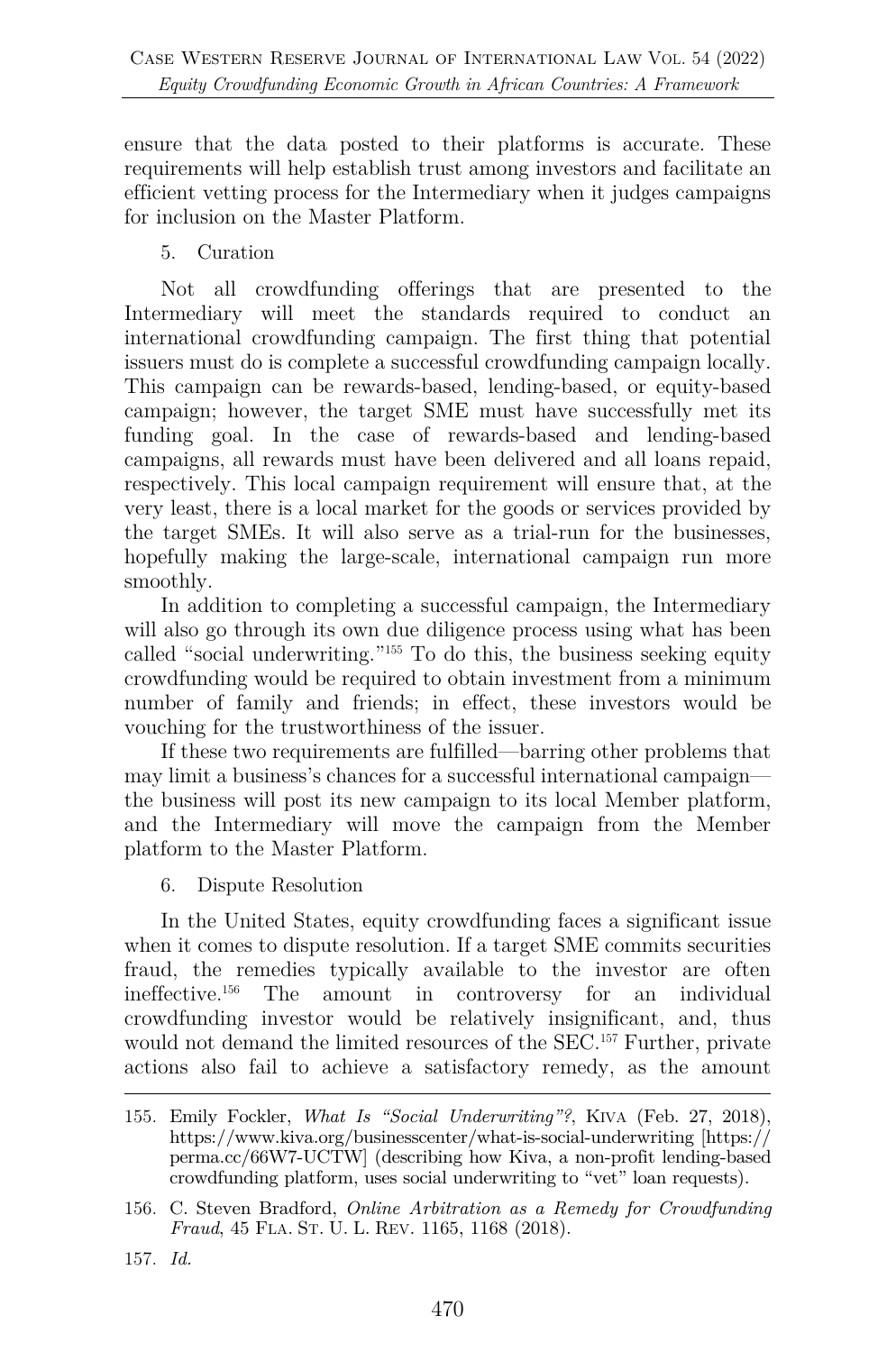ensure that the data posted to their platforms is accurate. These requirements will help establish trust among investors and facilitate an efficient vetting process for the Intermediary when it judges campaigns for inclusion on the Master Platform.

5. Curation

Not all crowdfunding offerings that are presented to the Intermediary will meet the standards required to conduct an international crowdfunding campaign. The first thing that potential issuers must do is complete a successful crowdfunding campaign locally. This campaign can be rewards-based, lending-based, or equity-based campaign; however, the target SME must have successfully met its funding goal. In the case of rewards-based and lending-based campaigns, all rewards must have been delivered and all loans repaid, respectively. This local campaign requirement will ensure that, at the very least, there is a local market for the goods or services provided by the target SMEs. It will also serve as a trial-run for the businesses, hopefully making the large-scale, international campaign run more smoothly.

In addition to completing a successful campaign, the Intermediary will also go through its own due diligence process using what has been called "social underwriting."[155] To do this, the business seeking equity crowdfunding would be required to obtain investment from a minimum number of family and friends; in effect, these investors would be vouching for the trustworthiness of the issuer.

If these two requirements are fulfilled—barring other problems that may limit a business's chances for a successful international campaign—the business will post its new campaign to its local Member platform, and the Intermediary will move the campaign from the Member platform to the Master Platform.

6. Dispute Resolution

In the United States, equity crowdfunding faces a significant issue when it comes to dispute resolution. If a target SME commits securities fraud, the remedies typically available to the investor are often ineffective.[156] The amount in controversy for an individual crowdfunding investor would be relatively insignificant, and, thus would not demand the limited resources of the SEC.[157] Further, private actions also fail to achieve a satisfactory remedy, as the amount

155. Emily Fockler, *What Is "Social Underwriting"?*, KIVA (Feb. 27, 2018), https://www.kiva.org/businesscenter/what-is-social-underwriting [https://perma.cc/66W7-UCTW] (describing how Kiva, a non-profit lending-based crowdfunding platform, uses social underwriting to "vet" loan requests).

156. C. Steven Bradford, *Online Arbitration as a Remedy for Crowdfunding Fraud*, 45 FLA. ST. U. L. REV. 1165, 1168 (2018).

157. *Id.*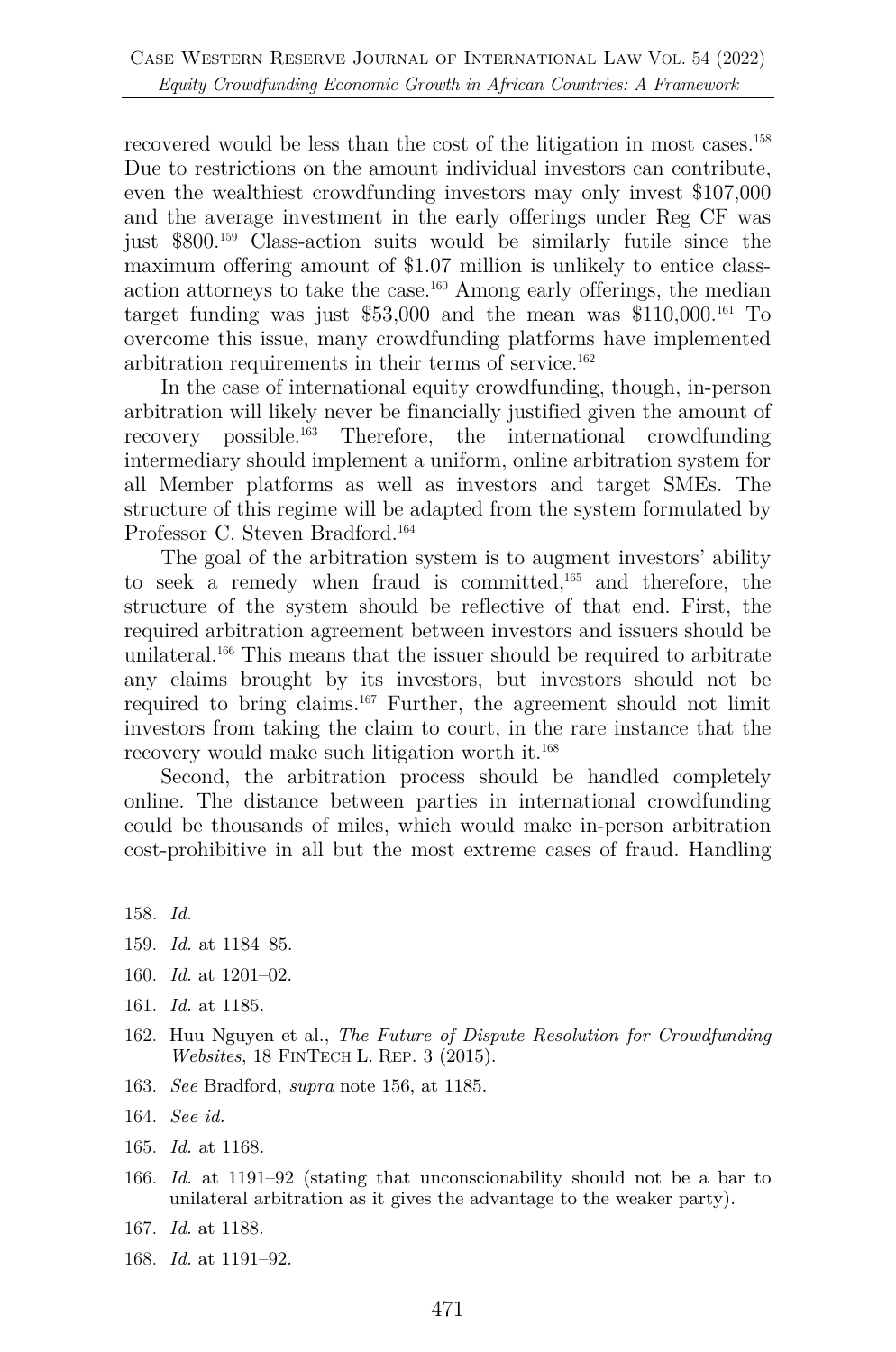recovered would be less than the cost of the litigation in most cases.[158] Due to restrictions on the amount individual investors can contribute, even the wealthiest crowdfunding investors may only invest $107,000 and the average investment in the early offerings under Reg CF was just $800.[159] Class-action suits would be similarly futile since the maximum offering amount of $1.07 million is unlikely to entice class-action attorneys to take the case.[160] Among early offerings, the median target funding was just $53,000 and the mean was $110,000.[161] To overcome this issue, many crowdfunding platforms have implemented arbitration requirements in their terms of service.[162]

In the case of international equity crowdfunding, though, in-person arbitration will likely never be financially justified given the amount of recovery possible.[163] Therefore, the international crowdfunding intermediary should implement a uniform, online arbitration system for all Member platforms as well as investors and target SMEs. The structure of this regime will be adapted from the system formulated by Professor C. Steven Bradford.[164]

The goal of the arbitration system is to augment investors' ability to seek a remedy when fraud is committed,[165] and therefore, the structure of the system should be reflective of that end. First, the required arbitration agreement between investors and issuers should be unilateral.[166] This means that the issuer should be required to arbitrate any claims brought by its investors, but investors should not be required to bring claims.[167] Further, the agreement should not limit investors from taking the claim to court, in the rare instance that the recovery would make such litigation worth it.[168]

Second, the arbitration process should be handled completely online. The distance between parties in international crowdfunding could be thousands of miles, which would make in-person arbitration cost-prohibitive in all but the most extreme cases of fraud. Handling

---

158. *Id.*

159. *Id.* at 1184–85.

160. *Id.* at 1201–02.

161. *Id.* at 1185.

162. Huu Nguyen et al., *The Future of Dispute Resolution for Crowdfunding Websites*, 18 FinTech L. Rep. 3 (2015).

163. *See* Bradford, *supra* note 156, at 1185.

164. *See id.*

165. *Id.* at 1168.

166. *Id.* at 1191–92 (stating that unconscionability should not be a bar to unilateral arbitration as it gives the advantage to the weaker party).

167. *Id.* at 1188.

168. *Id.* at 1191–92.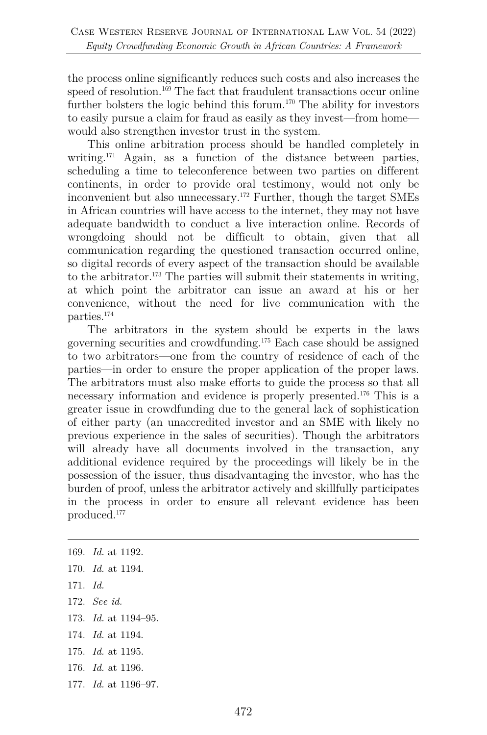the process online significantly reduces such costs and also increases the speed of resolution.[169] The fact that fraudulent transactions occur online further bolsters the logic behind this forum.[170] The ability for investors to easily pursue a claim for fraud as easily as they invest—from home—would also strengthen investor trust in the system.

This online arbitration process should be handled completely in writing.[171] Again, as a function of the distance between parties, scheduling a time to teleconference between two parties on different continents, in order to provide oral testimony, would not only be inconvenient but also unnecessary.[172] Further, though the target SMEs in African countries will have access to the internet, they may not have adequate bandwidth to conduct a live interaction online. Records of wrongdoing should not be difficult to obtain, given that all communication regarding the questioned transaction occurred online, so digital records of every aspect of the transaction should be available to the arbitrator.[173] The parties will submit their statements in writing, at which point the arbitrator can issue an award at his or her convenience, without the need for live communication with the parties.[174]

The arbitrators in the system should be experts in the laws governing securities and crowdfunding.[175] Each case should be assigned to two arbitrators—one from the country of residence of each of the parties—in order to ensure the proper application of the proper laws. The arbitrators must also make efforts to guide the process so that all necessary information and evidence is properly presented.[176] This is a greater issue in crowdfunding due to the general lack of sophistication of either party (an unaccredited investor and an SME with likely no previous experience in the sales of securities). Though the arbitrators will already have all documents involved in the transaction, any additional evidence required by the proceedings will likely be in the possession of the issuer, thus disadvantaging the investor, who has the burden of proof, unless the arbitrator actively and skillfully participates in the process in order to ensure all relevant evidence has been produced.[177]

---

169. *Id.* at 1192.
170. *Id.* at 1194.
171. *Id.*
172. *See id.*
173. *Id.* at 1194–95.
174. *Id.* at 1194.
175. *Id.* at 1195.
176. *Id.* at 1196.
177. *Id.* at 1196–97.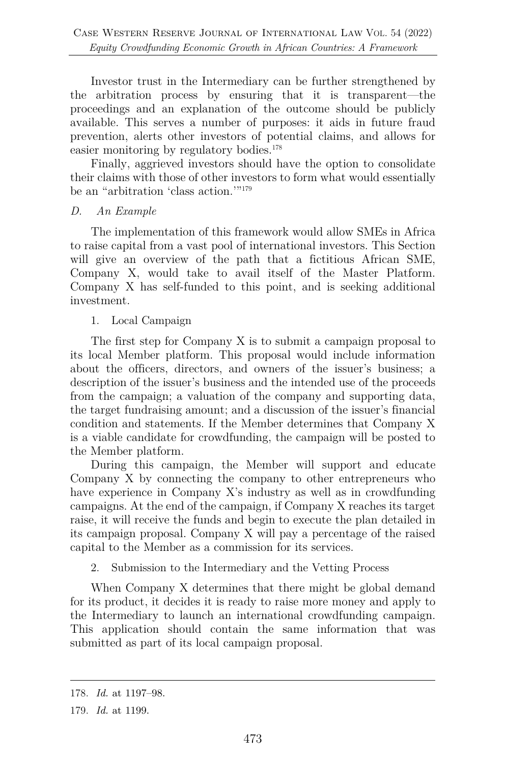Investor trust in the Intermediary can be further strengthened by the arbitration process by ensuring that it is transparent—the proceedings and an explanation of the outcome should be publicly available. This serves a number of purposes: it aids in future fraud prevention, alerts other investors of potential claims, and allows for easier monitoring by regulatory bodies.[178]

Finally, aggrieved investors should have the option to consolidate their claims with those of other investors to form what would essentially be an "arbitration 'class action.'"[179]

### *D. An Example*

The implementation of this framework would allow SMEs in Africa to raise capital from a vast pool of international investors. This Section will give an overview of the path that a fictitious African SME, Company X, would take to avail itself of the Master Platform. Company X has self-funded to this point, and is seeking additional investment.

#### 1. Local Campaign

The first step for Company X is to submit a campaign proposal to its local Member platform. This proposal would include information about the officers, directors, and owners of the issuer's business; a description of the issuer's business and the intended use of the proceeds from the campaign; a valuation of the company and supporting data, the target fundraising amount; and a discussion of the issuer's financial condition and statements. If the Member determines that Company X is a viable candidate for crowdfunding, the campaign will be posted to the Member platform.

During this campaign, the Member will support and educate Company X by connecting the company to other entrepreneurs who have experience in Company X's industry as well as in crowdfunding campaigns. At the end of the campaign, if Company X reaches its target raise, it will receive the funds and begin to execute the plan detailed in its campaign proposal. Company X will pay a percentage of the raised capital to the Member as a commission for its services.

#### 2. Submission to the Intermediary and the Vetting Process

When Company X determines that there might be global demand for its product, it decides it is ready to raise more money and apply to the Intermediary to launch an international crowdfunding campaign. This application should contain the same information that was submitted as part of its local campaign proposal.

---

178. *Id.* at 1197–98.

179. *Id.* at 1199.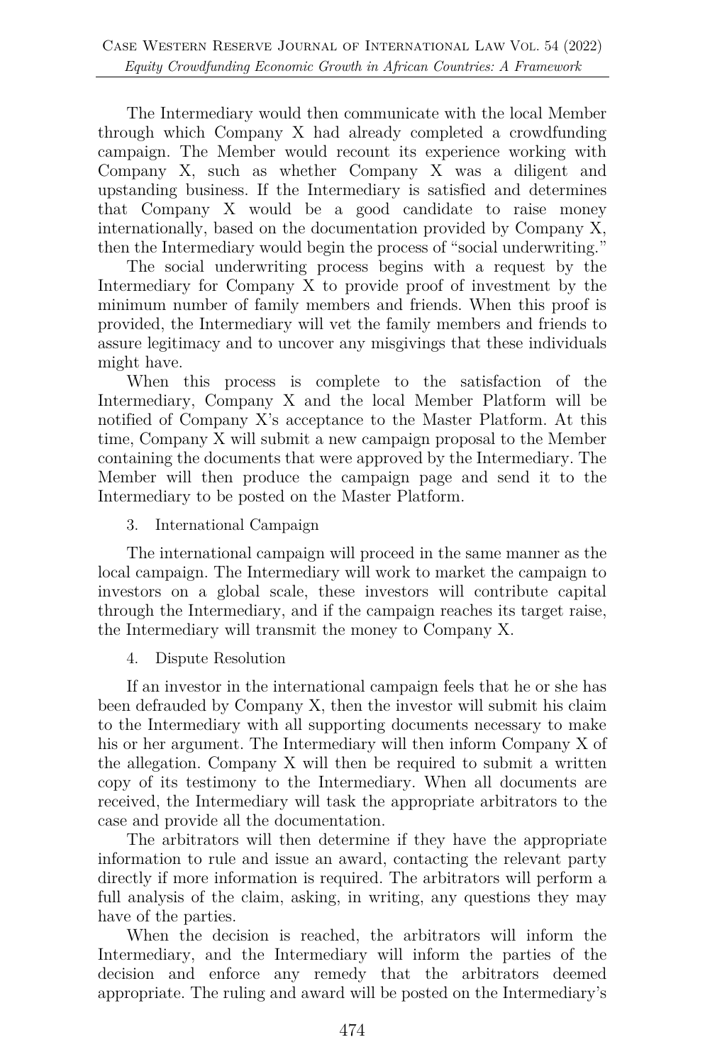The Intermediary would then communicate with the local Member through which Company X had already completed a crowdfunding campaign. The Member would recount its experience working with Company X, such as whether Company X was a diligent and upstanding business. If the Intermediary is satisfied and determines that Company X would be a good candidate to raise money internationally, based on the documentation provided by Company X, then the Intermediary would begin the process of "social underwriting."

The social underwriting process begins with a request by the Intermediary for Company X to provide proof of investment by the minimum number of family members and friends. When this proof is provided, the Intermediary will vet the family members and friends to assure legitimacy and to uncover any misgivings that these individuals might have.

When this process is complete to the satisfaction of the Intermediary, Company X and the local Member Platform will be notified of Company X's acceptance to the Master Platform. At this time, Company X will submit a new campaign proposal to the Member containing the documents that were approved by the Intermediary. The Member will then produce the campaign page and send it to the Intermediary to be posted on the Master Platform.

3. International Campaign

The international campaign will proceed in the same manner as the local campaign. The Intermediary will work to market the campaign to investors on a global scale, these investors will contribute capital through the Intermediary, and if the campaign reaches its target raise, the Intermediary will transmit the money to Company X.

4. Dispute Resolution

If an investor in the international campaign feels that he or she has been defrauded by Company X, then the investor will submit his claim to the Intermediary with all supporting documents necessary to make his or her argument. The Intermediary will then inform Company X of the allegation. Company X will then be required to submit a written copy of its testimony to the Intermediary. When all documents are received, the Intermediary will task the appropriate arbitrators to the case and provide all the documentation.

The arbitrators will then determine if they have the appropriate information to rule and issue an award, contacting the relevant party directly if more information is required. The arbitrators will perform a full analysis of the claim, asking, in writing, any questions they may have of the parties.

When the decision is reached, the arbitrators will inform the Intermediary, and the Intermediary will inform the parties of the decision and enforce any remedy that the arbitrators deemed appropriate. The ruling and award will be posted on the Intermediary's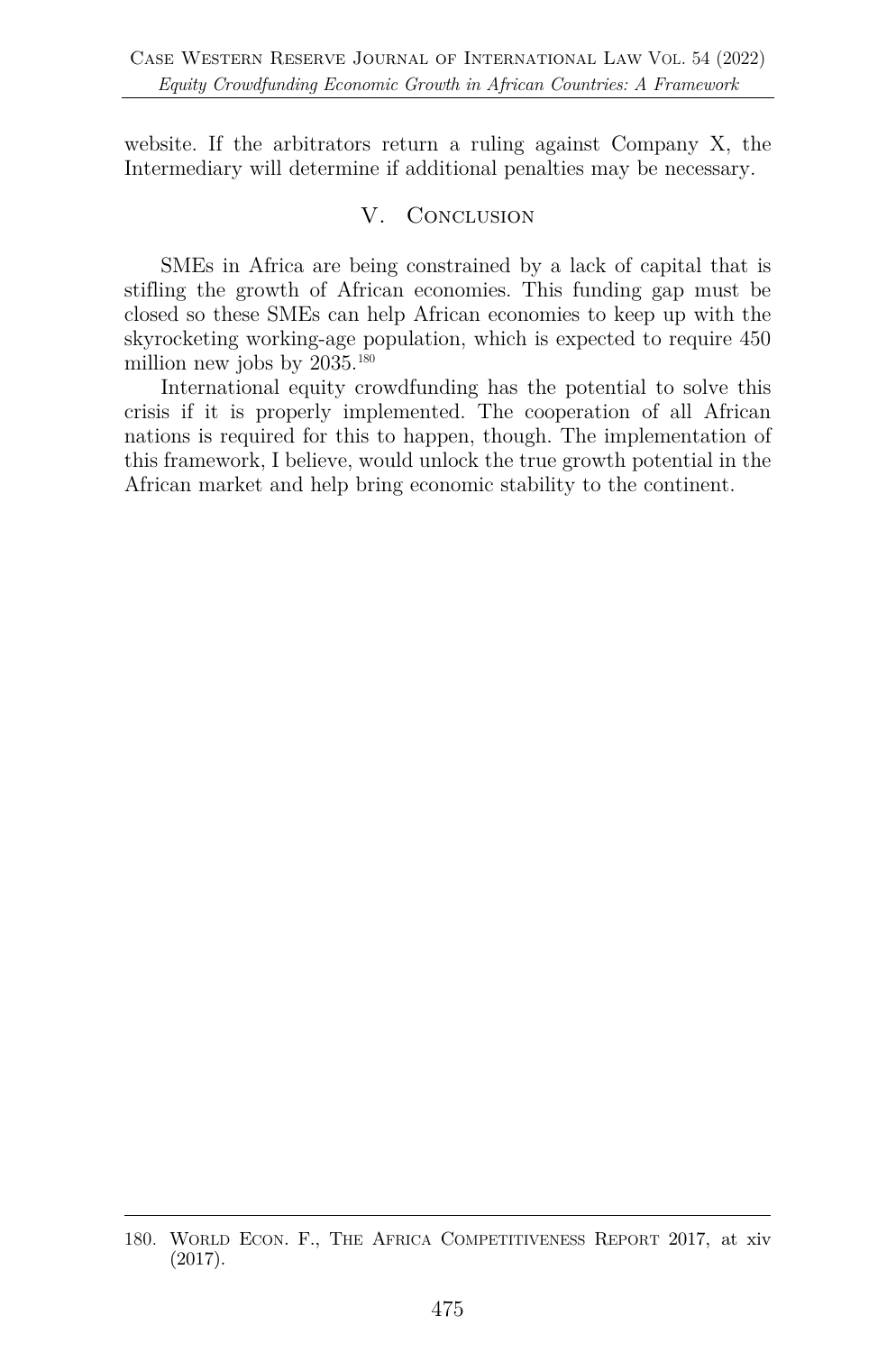website. If the arbitrators return a ruling against Company X, the Intermediary will determine if additional penalties may be necessary.

## V. Conclusion

SMEs in Africa are being constrained by a lack of capital that is stifling the growth of African economies. This funding gap must be closed so these SMEs can help African economies to keep up with the skyrocketing working-age population, which is expected to require 450 million new jobs by 2035.[180]

International equity crowdfunding has the potential to solve this crisis if it is properly implemented. The cooperation of all African nations is required for this to happen, though. The implementation of this framework, I believe, would unlock the true growth potential in the African market and help bring economic stability to the continent.

---

180. World Econ. F., The Africa Competitiveness Report 2017, at xiv (2017).